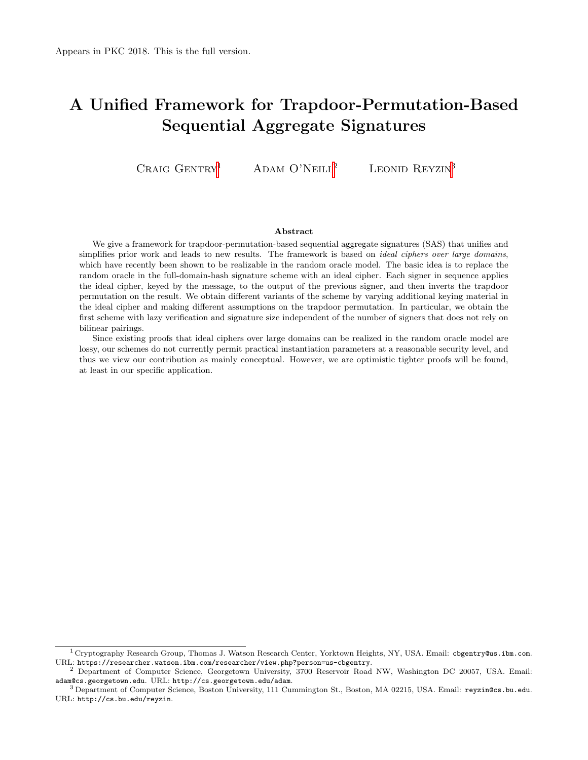Appears in PKC 2018. This is the full version.

# A Unified Framework for Trapdoor-Permutation-Based Sequential Aggregate Signatures

Craig Gentry[1] Adam O'Neill[2] Leonid Reyzin[3]

### Abstract

We give a framework for trapdoor-permutation-based sequential aggregate signatures (SAS) that unifies and simplifies prior work and leads to new results. The framework is based on *ideal ciphers over large domains*, which have recently been shown to be realizable in the random oracle model. The basic idea is to replace the random oracle in the full-domain-hash signature scheme with an ideal cipher. Each signer in sequence applies the ideal cipher, keyed by the message, to the output of the previous signer, and then inverts the trapdoor permutation on the result. We obtain different variants of the scheme by varying additional keying material in the ideal cipher and making different assumptions on the trapdoor permutation. In particular, we obtain the first scheme with lazy verification and signature size independent of the number of signers that does not rely on bilinear pairings.

Since existing proofs that ideal ciphers over large domains can be realized in the random oracle model are lossy, our schemes do not currently permit practical instantiation parameters at a reasonable security level, and thus we view our contribution as mainly conceptual. However, we are optimistic tighter proofs will be found, at least in our specific application.

---

[1] Cryptography Research Group, Thomas J. Watson Research Center, Yorktown Heights, NY, USA. Email: `cbgentry@us.ibm.com`. URL: `https://researcher.watson.ibm.com/researcher/view.php?person=us-cbgentry`.

[2] Department of Computer Science, Georgetown University, 3700 Reservoir Road NW, Washington DC 20057, USA. Email: `adam@cs.georgetown.edu`. URL: `http://cs.georgetown.edu/adam`.

[3] Department of Computer Science, Boston University, 111 Cummington St., Boston, MA 02215, USA. Email: `reyzin@cs.bu.edu`. URL: `http://cs.bu.edu/reyzin`.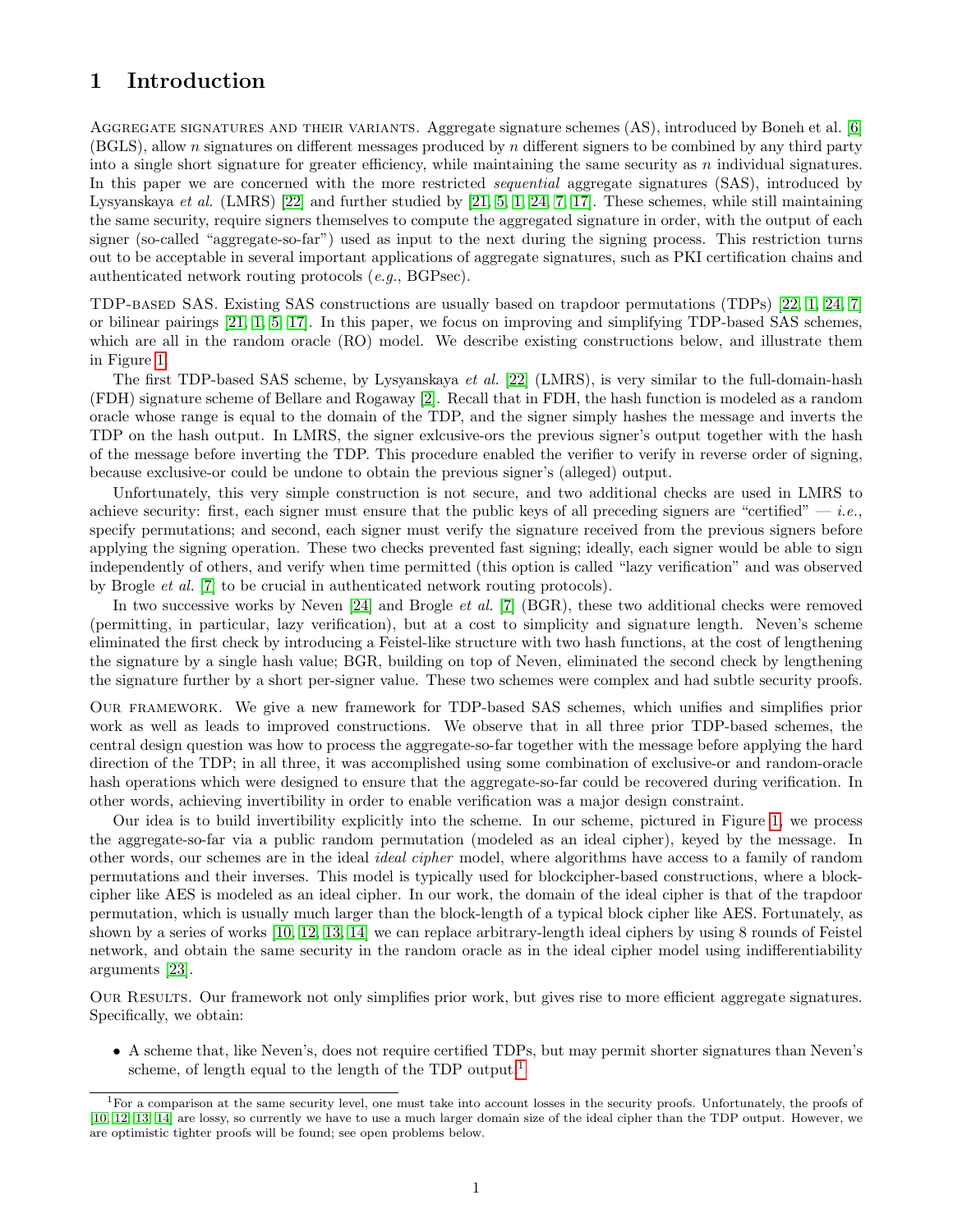# 1 Introduction

Aggregate signatures and their variants. Aggregate signature schemes (AS), introduced by Boneh et al. [6] (BGLS), allow $n$ signatures on different messages produced by $n$ different signers to be combined by any third party into a single short signature for greater efficiency, while maintaining the same security as $n$ individual signatures. In this paper we are concerned with the more restricted *sequential* aggregate signatures (SAS), introduced by Lysyanskaya *et al.* (LMRS) [22] and further studied by [21, 5, 1, 24, 7, 17]. These schemes, while still maintaining the same security, require signers themselves to compute the aggregated signature in order, with the output of each signer (so-called "aggregate-so-far") used as input to the next during the signing process. This restriction turns out to be acceptable in several important applications of aggregate signatures, such as PKI certification chains and authenticated network routing protocols (*e.g.*, BGPsec).

TDP-based SAS. Existing SAS constructions are usually based on trapdoor permutations (TDPs) [22, 1, 24, 7] or bilinear pairings [21, 1, 5, 17]. In this paper, we focus on improving and simplifying TDP-based SAS schemes, which are all in the random oracle (RO) model. We describe existing constructions below, and illustrate them in Figure 1.

The first TDP-based SAS scheme, by Lysyanskaya *et al.* [22] (LMRS), is very similar to the full-domain-hash (FDH) signature scheme of Bellare and Rogaway [2]. Recall that in FDH, the hash function is modeled as a random oracle whose range is equal to the domain of the TDP, and the signer simply hashes the message and inverts the TDP on the hash output. In LMRS, the signer exlcusive-ors the previous signer's output together with the hash of the message before inverting the TDP. This procedure enabled the verifier to verify in reverse order of signing, because exclusive-or could be undone to obtain the previous signer's (alleged) output.

Unfortunately, this very simple construction is not secure, and two additional checks are used in LMRS to achieve security: first, each signer must ensure that the public keys of all preceding signers are "certified" — *i.e.,* specify permutations; and second, each signer must verify the signature received from the previous signers before applying the signing operation. These two checks prevented fast signing; ideally, each signer would be able to sign independently of others, and verify when time permitted (this option is called "lazy verification" and was observed by Brogle *et al.* [7] to be crucial in authenticated network routing protocols).

In two successive works by Neven [24] and Brogle *et al.* [7] (BGR), these two additional checks were removed (permitting, in particular, lazy verification), but at a cost to simplicity and signature length. Neven's scheme eliminated the first check by introducing a Feistel-like structure with two hash functions, at the cost of lengthening the signature by a single hash value; BGR, building on top of Neven, eliminated the second check by lengthening the signature further by a short per-signer value. These two schemes were complex and had subtle security proofs.

Our framework. We give a new framework for TDP-based SAS schemes, which unifies and simplifies prior work as well as leads to improved constructions. We observe that in all three prior TDP-based schemes, the central design question was how to process the aggregate-so-far together with the message before applying the hard direction of the TDP; in all three, it was accomplished using some combination of exclusive-or and random-oracle hash operations which were designed to ensure that the aggregate-so-far could be recovered during verification. In other words, achieving invertibility in order to enable verification was a major design constraint.

Our idea is to build invertibility explicitly into the scheme. In our scheme, pictured in Figure 1, we process the aggregate-so-far via a public random permutation (modeled as an ideal cipher), keyed by the message. In other words, our schemes are in the ideal *ideal cipher* model, where algorithms have access to a family of random permutations and their inverses. This model is typically used for blockcipher-based constructions, where a block-cipher like AES is modeled as an ideal cipher. In our work, the domain of the ideal cipher is that of the trapdoor permutation, which is usually much larger than the block-length of a typical block cipher like AES. Fortunately, as shown by a series of works [10, 12, 13, 14] we can replace arbitrary-length ideal ciphers by using 8 rounds of Feistel network, and obtain the same security in the random oracle as in the ideal cipher model using indifferentiability arguments [23].

Our Results. Our framework not only simplifies prior work, but gives rise to more efficient aggregate signatures. Specifically, we obtain:

- A scheme that, like Neven's, does not require certified TDPs, but may permit shorter signatures than Neven's scheme, of length equal to the length of the TDP output.[1]

[1] For a comparison at the same security level, one must take into account losses in the security proofs. Unfortunately, the proofs of [10, 12, 13, 14] are lossy, so currently we have to use a much larger domain size of the ideal cipher than the TDP output. However, we are optimistic tighter proofs will be found; see open problems below.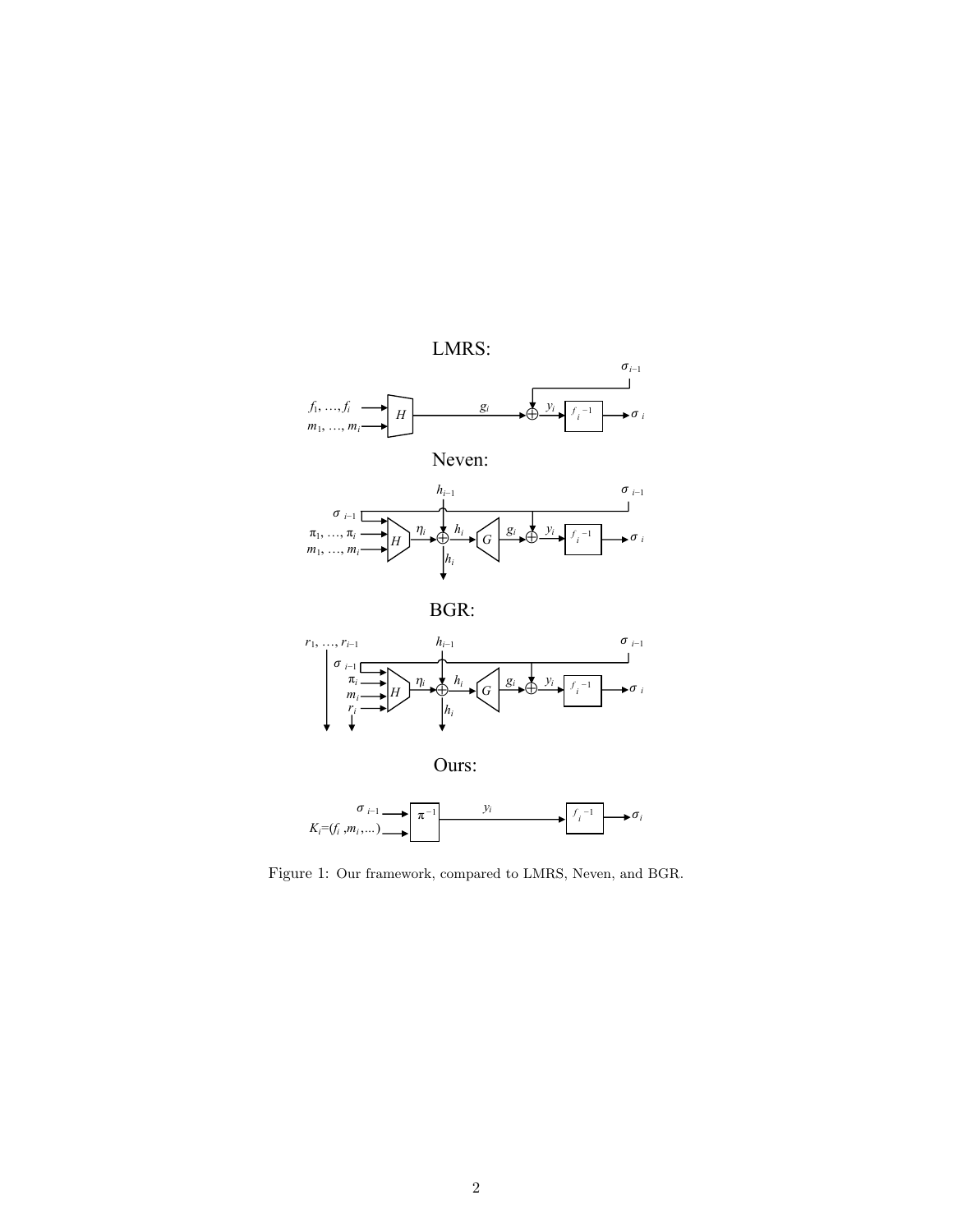Figure 1: Our framework, compared to LMRS, Neven, and BGR.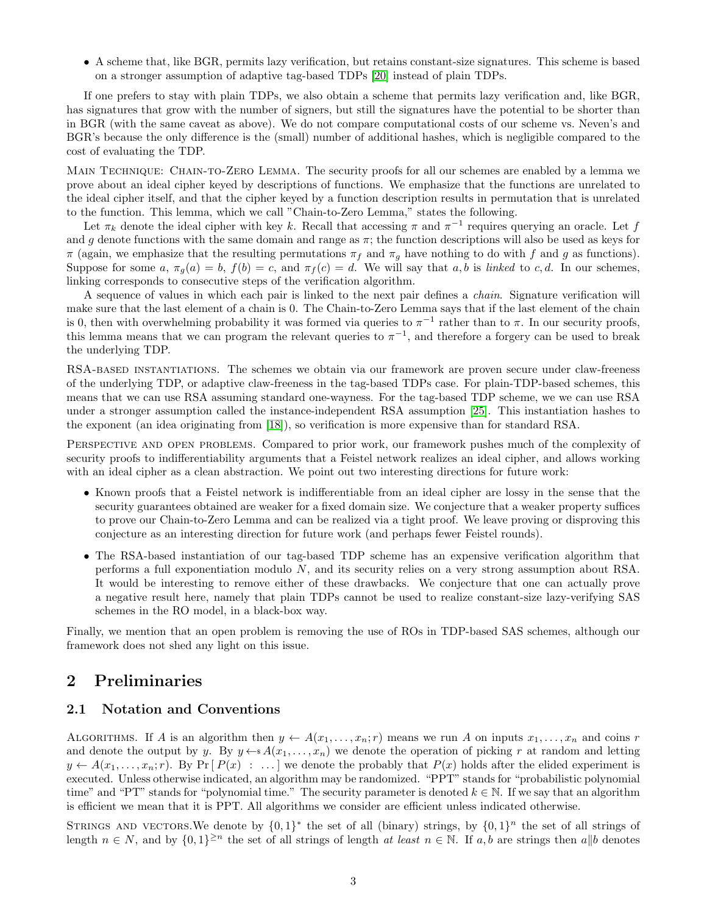- A scheme that, like BGR, permits lazy verification, but retains constant-size signatures. This scheme is based on a stronger assumption of adaptive tag-based TDPs [20] instead of plain TDPs.

If one prefers to stay with plain TDPs, we also obtain a scheme that permits lazy verification and, like BGR, has signatures that grow with the number of signers, but still the signatures have the potential to be shorter than in BGR (with the same caveat as above). We do not compare computational costs of our scheme vs. Neven's and BGR's because the only difference is the (small) number of additional hashes, which is negligible compared to the cost of evaluating the TDP.

Main Technique: Chain-to-Zero Lemma. The security proofs for all our schemes are enabled by a lemma we prove about an ideal cipher keyed by descriptions of functions. We emphasize that the functions are unrelated to the ideal cipher itself, and that the cipher keyed by a function description results in permutation that is unrelated to the function. This lemma, which we call "Chain-to-Zero Lemma," states the following.

Let $\pi_k$ denote the ideal cipher with key $k$. Recall that accessing $\pi$ and $\pi^{-1}$ requires querying an oracle. Let $f$ and $g$ denote functions with the same domain and range as $\pi$; the function descriptions will also be used as keys for $\pi$ (again, we emphasize that the resulting permutations $\pi_f$ and $\pi_g$ have nothing to do with $f$ and $g$ as functions). Suppose for some $a$, $\pi_g(a) = b$, $f(b) = c$, and $\pi_f(c) = d$. We will say that $a, b$ is *linked* to $c, d$. In our schemes, linking corresponds to consecutive steps of the verification algorithm.

A sequence of values in which each pair is linked to the next pair defines a *chain*. Signature verification will make sure that the last element of a chain is 0. The Chain-to-Zero Lemma says that if the last element of the chain is 0, then with overwhelming probability it was formed via queries to $\pi^{-1}$ rather than to $\pi$. In our security proofs, this lemma means that we can program the relevant queries to $\pi^{-1}$, and therefore a forgery can be used to break the underlying TDP.

RSA-based instantiations. The schemes we obtain via our framework are proven secure under claw-freeness of the underlying TDP, or adaptive claw-freeness in the tag-based TDPs case. For plain-TDP-based schemes, this means that we can use RSA assuming standard one-wayness. For the tag-based TDP scheme, we we can use RSA under a stronger assumption called the instance-independent RSA assumption [25]. This instantiation hashes to the exponent (an idea originating from [18]), so verification is more expensive than for standard RSA.

Perspective and open problems. Compared to prior work, our framework pushes much of the complexity of security proofs to indifferentiability arguments that a Feistel network realizes an ideal cipher, and allows working with an ideal cipher as a clean abstraction. We point out two interesting directions for future work:

- Known proofs that a Feistel network is indifferentiable from an ideal cipher are lossy in the sense that the security guarantees obtained are weaker for a fixed domain size. We conjecture that a weaker property suffices to prove our Chain-to-Zero Lemma and can be realized via a tight proof. We leave proving or disproving this conjecture as an interesting direction for future work (and perhaps fewer Feistel rounds).
- The RSA-based instantiation of our tag-based TDP scheme has an expensive verification algorithm that performs a full exponentiation modulo $N$, and its security relies on a very strong assumption about RSA. It would be interesting to remove either of these drawbacks. We conjecture that one can actually prove a negative result here, namely that plain TDPs cannot be used to realize constant-size lazy-verifying SAS schemes in the RO model, in a black-box way.

Finally, we mention that an open problem is removing the use of ROs in TDP-based SAS schemes, although our framework does not shed any light on this issue.

## 2 Preliminaries

### 2.1 Notation and Conventions

Algorithms. If $A$ is an algorithm then $y \leftarrow A(x_1, \ldots, x_n; r)$ means we run $A$ on inputs $x_1, \ldots, x_n$ and coins $r$ and denote the output by $y$. By $y \leftarrow\!\!\$\; A(x_1, \ldots, x_n)$ we denote the operation of picking $r$ at random and letting $y \leftarrow A(x_1, \ldots, x_n; r)$. By $\Pr[\, P(x) \; : \; \ldots \,]$ we denote the probably that $P(x)$ holds after the elided experiment is executed. Unless otherwise indicated, an algorithm may be randomized. "PPT" stands for "probabilistic polynomial time" and "PT" stands for "polynomial time." The security parameter is denoted $k \in \mathbb{N}$. If we say that an algorithm is efficient we mean that it is PPT. All algorithms we consider are efficient unless indicated otherwise.

Strings and vectors.We denote by $\{0,1\}^*$ the set of all (binary) strings, by $\{0,1\}^n$ the set of all strings of length $n \in N$, and by $\{0,1\}^{\geq n}$ the set of all strings of length *at least* $n \in \mathbb{N}$. If $a, b$ are strings then $a \| b$ denotes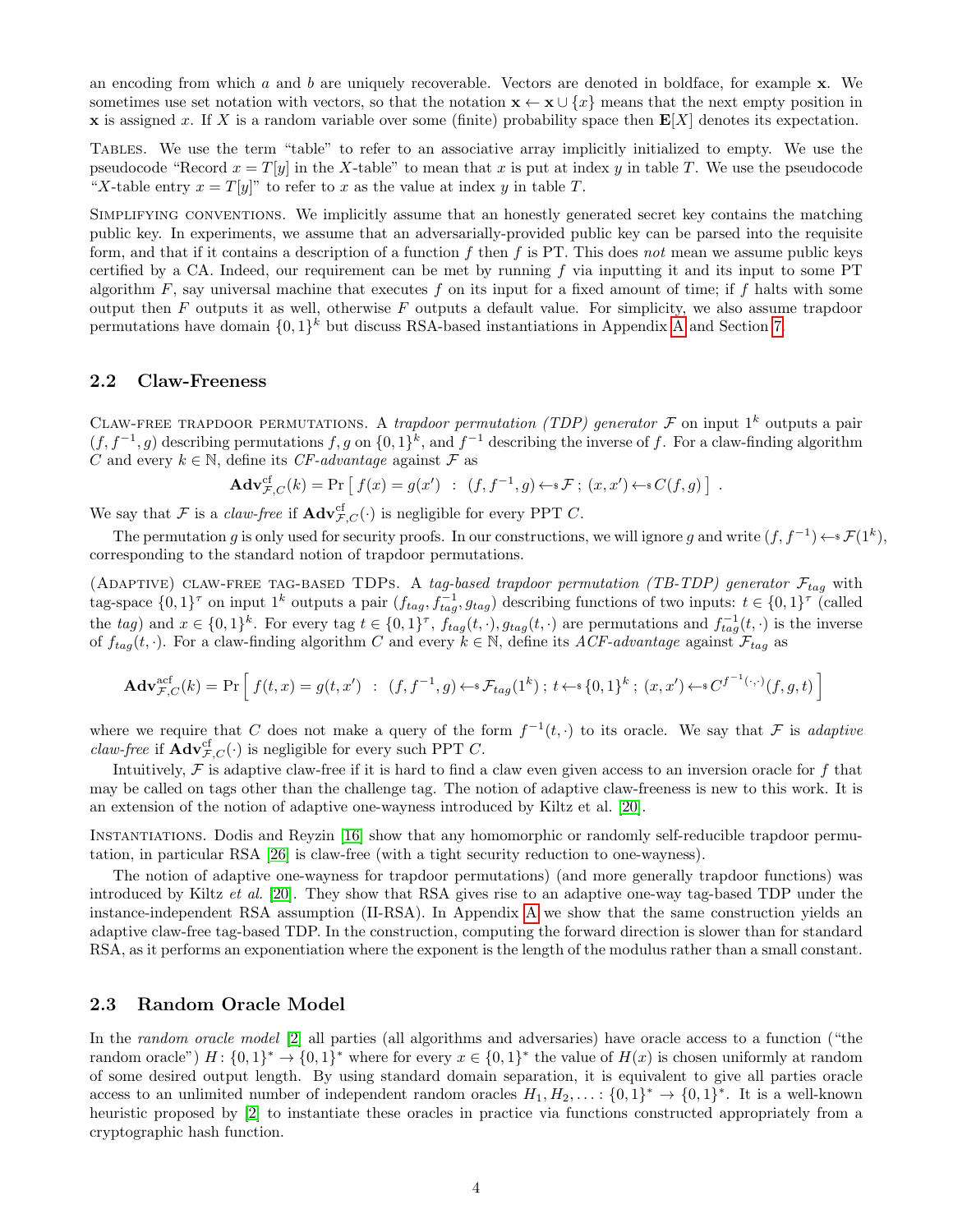an encoding from which $a$ and $b$ are uniquely recoverable. Vectors are denoted in boldface, for example $\mathbf{x}$. We sometimes use set notation with vectors, so that the notation $\mathbf{x} \leftarrow \mathbf{x} \cup \{x\}$ means that the next empty position in $\mathbf{x}$ is assigned $x$. If $X$ is a random variable over some (finite) probability space then $\mathbf{E}[X]$ denotes its expectation.

Tables. We use the term "table" to refer to an associative array implicitly initialized to empty. We use the pseudocode "Record $x = T[y]$ in the $X$-table" to mean that $x$ is put at index $y$ in table $T$. We use the pseudocode "$X$-table entry $x = T[y]$" to refer to $x$ as the value at index $y$ in table $T$.

Simplifying conventions. We implicitly assume that an honestly generated secret key contains the matching public key. In experiments, we assume that an adversarially-provided public key can be parsed into the requisite form, and that if it contains a description of a function $f$ then $f$ is PT. This does *not* mean we assume public keys certified by a CA. Indeed, our requirement can be met by running $f$ via inputting it and its input to some PT algorithm $F$, say universal machine that executes $f$ on its input for a fixed amount of time; if $f$ halts with some output then $F$ outputs it as well, otherwise $F$ outputs a default value. For simplicity, we also assume trapdoor permutations have domain $\{0,1\}^k$ but discuss RSA-based instantiations in Appendix A and Section 7.

## 2.2 Claw-Freeness

Claw-free trapdoor permutations. A *trapdoor permutation (TDP) generator* $\mathcal{F}$ on input $1^k$ outputs a pair $(f, f^{-1}, g)$ describing permutations $f, g$ on $\{0,1\}^k$, and $f^{-1}$ describing the inverse of $f$. For a claw-finding algorithm $C$ and every $k \in \mathbb{N}$, define its *CF-advantage* against $\mathcal{F}$ as

$$\mathbf{Adv}^{\mathrm{cf}}_{\mathcal{F},C}(k) = \Pr\left[\, f(x) = g(x') \;:\; (f, f^{-1}, g) \leftarrow\!\!\$\, \mathcal{F}\,;\, (x, x') \leftarrow\!\!\$\, C(f, g) \,\right] .$$

We say that $\mathcal{F}$ is a *claw-free* if $\mathbf{Adv}^{\mathrm{cf}}_{\mathcal{F},C}(\cdot)$ is negligible for every PPT $C$.

The permutation $g$ is only used for security proofs. In our constructions, we will ignore $g$ and write $(f, f^{-1}) \leftarrow\!\!\$\, \mathcal{F}(1^k)$, corresponding to the standard notion of trapdoor permutations.

(Adaptive) claw-free tag-based TDPs. A *tag-based trapdoor permutation (TB-TDP) generator* $\mathcal{F}_{tag}$ with tag-space $\{0,1\}^\tau$ on input $1^k$ outputs a pair $(f_{tag}, f_{tag}^{-1}, g_{tag})$ describing functions of two inputs: $t \in \{0,1\}^\tau$ (called the *tag*) and $x \in \{0,1\}^k$. For every tag $t \in \{0,1\}^\tau$, $f_{tag}(t, \cdot), g_{tag}(t, \cdot)$ are permutations and $f_{tag}^{-1}(t, \cdot)$ is the inverse of $f_{tag}(t, \cdot)$. For a claw-finding algorithm $C$ and every $k \in \mathbb{N}$, define its *ACF-advantage* against $\mathcal{F}_{tag}$ as

$$\mathbf{Adv}^{\mathrm{acf}}_{\mathcal{F},C}(k) = \Pr\left[\, f(t, x) = g(t, x') \;:\; (f, f^{-1}, g) \leftarrow\!\!\$\, \mathcal{F}_{tag}(1^k)\,;\, t \leftarrow\!\!\$\, \{0,1\}^k\,;\, (x, x') \leftarrow\!\!\$\, C^{f^{-1}(\cdot,\cdot)}(f, g, t) \,\right]$$

where we require that $C$ does not make a query of the form $f^{-1}(t, \cdot)$ to its oracle. We say that $\mathcal{F}$ is *adaptive claw-free* if $\mathbf{Adv}^{\mathrm{cf}}_{\mathcal{F},C}(\cdot)$ is negligible for every such PPT $C$.

Intuitively, $\mathcal{F}$ is adaptive claw-free if it is hard to find a claw even given access to an inversion oracle for $f$ that may be called on tags other than the challenge tag. The notion of adaptive claw-freeness is new to this work. It is an extension of the notion of adaptive one-wayness introduced by Kiltz et al. [20].

Instantiations. Dodis and Reyzin [16] show that any homomorphic or randomly self-reducible trapdoor permutation, in particular RSA [26] is claw-free (with a tight security reduction to one-wayness).

The notion of adaptive one-wayness for trapdoor permutations) (and more generally trapdoor functions) was introduced by Kiltz *et al.* [20]. They show that RSA gives rise to an adaptive one-way tag-based TDP under the instance-independent RSA assumption (II-RSA). In Appendix A we show that the same construction yields an adaptive claw-free tag-based TDP. In the construction, computing the forward direction is slower than for standard RSA, as it performs an exponentiation where the exponent is the length of the modulus rather than a small constant.

## 2.3 Random Oracle Model

In the *random oracle model* [2] all parties (all algorithms and adversaries) have oracle access to a function ("the random oracle") $H: \{0,1\}^* \to \{0,1\}^*$ where for every $x \in \{0,1\}^*$ the value of $H(x)$ is chosen uniformly at random of some desired output length. By using standard domain separation, it is equivalent to give all parties oracle access to an unlimited number of independent random oracles $H_1, H_2, \ldots : \{0,1\}^* \to \{0,1\}^*$. It is a well-known heuristic proposed by [2] to instantiate these oracles in practice via functions constructed appropriately from a cryptographic hash function.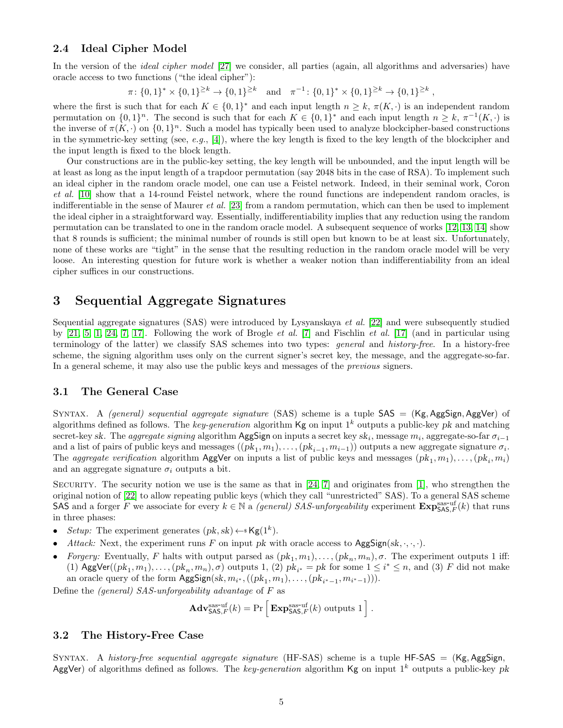### 2.4 Ideal Cipher Model

In the version of the *ideal cipher model* [27] we consider, all parties (again, all algorithms and adversaries) have oracle access to two functions ("the ideal cipher"):

$$\pi\colon \{0,1\}^* \times \{0,1\}^{\geq k} \to \{0,1\}^{\geq k} \quad \text{and} \quad \pi^{-1}\colon \{0,1\}^* \times \{0,1\}^{\geq k} \to \{0,1\}^{\geq k} \,,$$

where the first is such that for each $K \in \{0,1\}^*$ and each input length $n \geq k$, $\pi(K, \cdot)$ is an independent random permutation on $\{0,1\}^n$. The second is such that for each $K \in \{0,1\}^*$ and each input length $n \geq k$, $\pi^{-1}(K, \cdot)$ is the inverse of $\pi(K, \cdot)$ on $\{0,1\}^n$. Such a model has typically been used to analyze blockcipher-based constructions in the symmetric-key setting (see, *e.g.*, [4]), where the key length is fixed to the key length of the blockcipher and the input length is fixed to the block length.

Our constructions are in the public-key setting, the key length will be unbounded, and the input length will be at least as long as the input length of a trapdoor permutation (say 2048 bits in the case of RSA). To implement such an ideal cipher in the random oracle model, one can use a Feistel network. Indeed, in their seminal work, Coron *et al.* [10] show that a 14-round Feistel network, where the round functions are independent random oracles, is indifferentiable in the sense of Maurer *et al.* [23] from a random permutation, which can then be used to implement the ideal cipher in a straightforward way. Essentially, indifferentiability implies that any reduction using the random permutation can be translated to one in the random oracle model. A subsequent sequence of works [12, 13, 14] show that 8 rounds is sufficient; the minimal number of rounds is still open but known to be at least six. Unfortunately, none of these works are "tight" in the sense that the resulting reduction in the random oracle model will be very loose. An interesting question for future work is whether a weaker notion than indifferentiability from an ideal cipher suffices in our constructions.

## 3 Sequential Aggregate Signatures

Sequential aggregate signatures (SAS) were introduced by Lysyanskaya *et al.* [22] and were subsequently studied by [21, 5, 1, 24, 7, 17]. Following the work of Brogle *et al.* [7] and Fischlin *et al.* [17] (and in particular using terminology of the latter) we classify SAS schemes into two types: *general* and *history-free*. In a history-free scheme, the signing algorithm uses only on the current signer's secret key, the message, and the aggregate-so-far. In a general scheme, it may also use the public keys and messages of the *previous* signers.

### 3.1 The General Case

SYNTAX. A *(general) sequential aggregate signature* (SAS) scheme is a tuple $\mathsf{SAS} = (\mathsf{Kg}, \mathsf{AggSign}, \mathsf{AggVer})$ of algorithms defined as follows. The *key-generation* algorithm $\mathsf{Kg}$ on input $1^k$ outputs a public-key $pk$ and matching secret-key $sk$. The *aggregate signing* algorithm $\mathsf{AggSign}$ on inputs a secret key $sk_i$, message $m_i$, aggregate-so-far $\sigma_{i-1}$ and a list of pairs of public keys and messages $((pk_1, m_1), \ldots, (pk_{i-1}, m_{i-1}))$ outputs a new aggregate signature $\sigma_i$. The *aggregate verification* algorithm $\mathsf{AggVer}$ on inputs a list of public keys and messages $(pk_1, m_1), \ldots, (pk_i, m_i)$ and an aggregate signature $\sigma_i$ outputs a bit.

SECURITY. The security notion we use is the same as that in [24, 7] and originates from [1], who strengthen the original notion of [22] to allow repeating public keys (which they call "unrestricted" SAS). To a general SAS scheme $\mathsf{SAS}$ and a forger $F$ we associate for every $k \in \mathbb{N}$ a *(general) SAS-unforgeability* experiment $\mathbf{Exp}^{\text{sas-uf}}_{\mathsf{SAS},F}(k)$ that runs in three phases:

- *Setup:* The experiment generates $(pk, sk) \leftarrow_{\$} \mathsf{Kg}(1^k)$.
- *Attack:* Next, the experiment runs $F$ on input $pk$ with oracle access to $\mathsf{AggSign}(sk, \cdot, \cdot, \cdot)$.
- *Forgery:* Eventually, $F$ halts with output parsed as $(pk_1, m_1), \ldots, (pk_n, m_n), \sigma$. The experiment outputs 1 iff: (1) $\mathsf{AggVer}((pk_1, m_1), \ldots, (pk_n, m_n), \sigma)$ outputs 1, (2) $pk_{i^*} = pk$ for some $1 \leq i^* \leq n$, and (3) $F$ did not make an oracle query of the form $\mathsf{AggSign}(sk, m_{i^*}, ((pk_1, m_1), \ldots, (pk_{i^*-1}, m_{i^*-1})))$.

Define the *(general) SAS-unforgeability advantage* of $F$ as

$$\mathbf{Adv}^{\text{sas-uf}}_{\mathsf{SAS},F}(k) = \Pr\Big[\, \mathbf{Exp}^{\text{sas-uf}}_{\mathsf{SAS},F}(k) \text{ outputs } 1 \,\Big] \,.$$

### 3.2 The History-Free Case

SYNTAX. A *history-free sequential aggregate signature* (HF-SAS) scheme is a tuple $\mathsf{HF\text{-}SAS} = (\mathsf{Kg}, \mathsf{AggSign}, \mathsf{AggVer})$ of algorithms defined as follows. The *key-generation* algorithm $\mathsf{Kg}$ on input $1^k$ outputs a public-key $pk$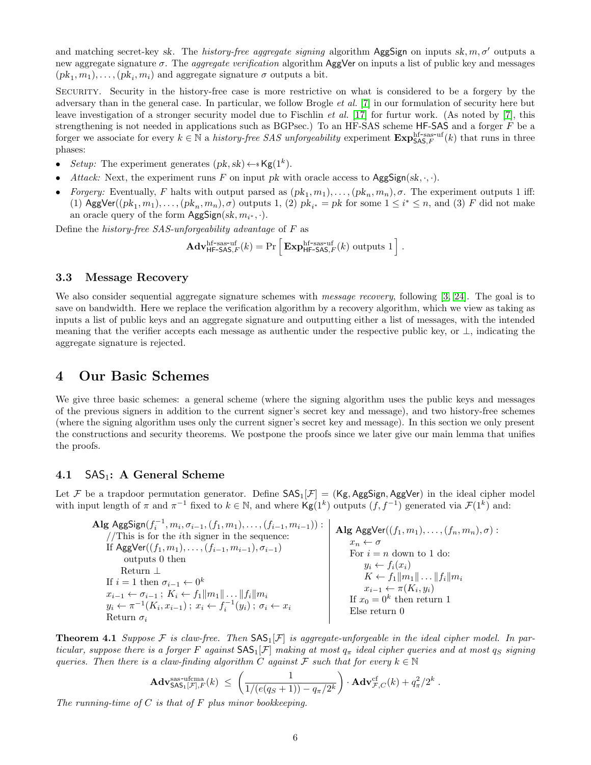and matching secret-key $sk$. The *history-free aggregate signing* algorithm $\mathsf{AggSign}$ on inputs $sk, m, \sigma'$ outputs a new aggregate signature $\sigma$. The *aggregate verification* algorithm $\mathsf{AggVer}$ on inputs a list of public key and messages $(pk_1, m_1), \ldots, (pk_i, m_i)$ and aggregate signature $\sigma$ outputs a bit.

Security. Security in the history-free case is more restrictive on what is considered to be a forgery by the adversary than in the general case. In particular, we follow Brogle *et al.* [7] in our formulation of security here but leave investigation of a stronger security model due to Fischlin *et al.* [17] for furtur work. (As noted by [7], this strengthening is not needed in applications such as BGPsec.) To an HF-SAS scheme $\mathsf{HF\text{-}SAS}$ and a forger $F$ be a forger we associate for every $k \in \mathbb{N}$ a *history-free SAS unforgeability* experiment $\mathbf{Exp}^{\text{hf-sas-uf}}_{\mathsf{SAS},F}(k)$ that runs in three phases:

- *Setup:* The experiment generates $(pk, sk) \leftarrow\$ \mathsf{Kg}(1^k)$.
- *Attack:* Next, the experiment runs $F$ on input $pk$ with oracle access to $\mathsf{AggSign}(sk, \cdot, \cdot)$.
- *Forgery:* Eventually, $F$ halts with output parsed as $(pk_1, m_1), \ldots, (pk_n, m_n), \sigma$. The experiment outputs 1 iff: (1) $\mathsf{AggVer}((pk_1, m_1), \ldots, (pk_n, m_n), \sigma)$ outputs 1, (2) $pk_{i^*} = pk$ for some $1 \le i^* \le n$, and (3) $F$ did not make an oracle query of the form $\mathsf{AggSign}(sk, m_{i^*}, \cdot)$.

Define the *history-free SAS-unforgeability advantage* of $F$ as

$$\mathbf{Adv}^{\text{hf-sas-uf}}_{\mathsf{HF\text{-}SAS},F}(k) = \Pr\left[\, \mathbf{Exp}^{\text{hf-sas-uf}}_{\mathsf{HF\text{-}SAS},F}(k) \text{ outputs } 1 \,\right].$$

### 3.3 Message Recovery

We also consider sequential aggregate signature schemes with *message recovery*, following [3, 24]. The goal is to save on bandwidth. Here we replace the verification algorithm by a recovery algorithm, which we view as taking as inputs a list of public keys and an aggregate signature and outputting either a list of messages, with the intended meaning that the verifier accepts each message as authentic under the respective public key, or $\perp$, indicating the aggregate signature is rejected.

## 4 Our Basic Schemes

We give three basic schemes: a general scheme (where the signing algorithm uses the public keys and messages of the previous signers in addition to the current signer's secret key and message), and two history-free schemes (where the signing algorithm uses only the current signer's secret key and message). In this section we only present the constructions and security theorems. We postpone the proofs since we later give our main lemma that unifies the proofs.

### 4.1 $\mathsf{SAS}_1$: A General Scheme

Let $\mathcal{F}$ be a trapdoor permutation generator. Define $\mathsf{SAS}_1[\mathcal{F}] = (\mathsf{Kg}, \mathsf{AggSign}, \mathsf{AggVer})$ in the ideal cipher model with input length of $\pi$ and $\pi^{-1}$ fixed to $k \in \mathbb{N}$, and where $\mathsf{Kg}(1^k)$ outputs $(f, f^{-1})$ generated via $\mathcal{F}(1^k)$ and:

```
Alg AggSign(f_i^{-1}, m_i, σ_{i-1}, (f_1, m_1), ..., (f_{i-1}, m_{i-1})):
    //This is for the ith signer in the sequence:
    If AggVer((f_1, m_1), ..., (f_{i-1}, m_{i-1}), σ_{i-1})
        outputs 0 then
        Return ⊥
    If i = 1 then σ_{i-1} ← 0^k
    x_{i-1} ← σ_{i-1} ; K_i ← f_1‖m_1‖ ... ‖f_i‖m_i
    y_i ← π^{-1}(K_i, x_{i-1}) ; x_i ← f_i^{-1}(y_i) ; σ_i ← x_i
    Return σ_i

Alg AggVer((f_1, m_1), ..., (f_n, m_n), σ):
    x_n ← σ
    For i = n down to 1 do:
        y_i ← f_i(x_i)
        K ← f_1‖m_1‖ ... ‖f_i‖m_i
        x_{i-1} ← π(K_i, y_i)
    If x_0 = 0^k then return 1
    Else return 0
```

**Theorem 4.1** *Suppose $\mathcal{F}$ is claw-free. Then $\mathsf{SAS}_1[\mathcal{F}]$ is aggregate-unforgeable in the ideal cipher model. In particular, suppose there is a forger $F$ against $\mathsf{SAS}_1[\mathcal{F}]$ making at most $q_\pi$ ideal cipher queries and at most $q_S$ signing queries. Then there is a claw-finding algorithm $C$ against $\mathcal{F}$ such that for every $k \in \mathbb{N}$*

$$\mathbf{Adv}^{\text{sas-ufcma}}_{\mathsf{SAS}_1[\mathcal{F}],F}(k) \;\le\; \left(\frac{1}{1/(e(q_S+1)) - q_\pi/2^k}\right) \cdot \mathbf{Adv}^{\text{cf}}_{\mathcal{F},C}(k) + q_\pi^2/2^k \,.$$

*The running-time of $C$ is that of $F$ plus minor bookkeeping.*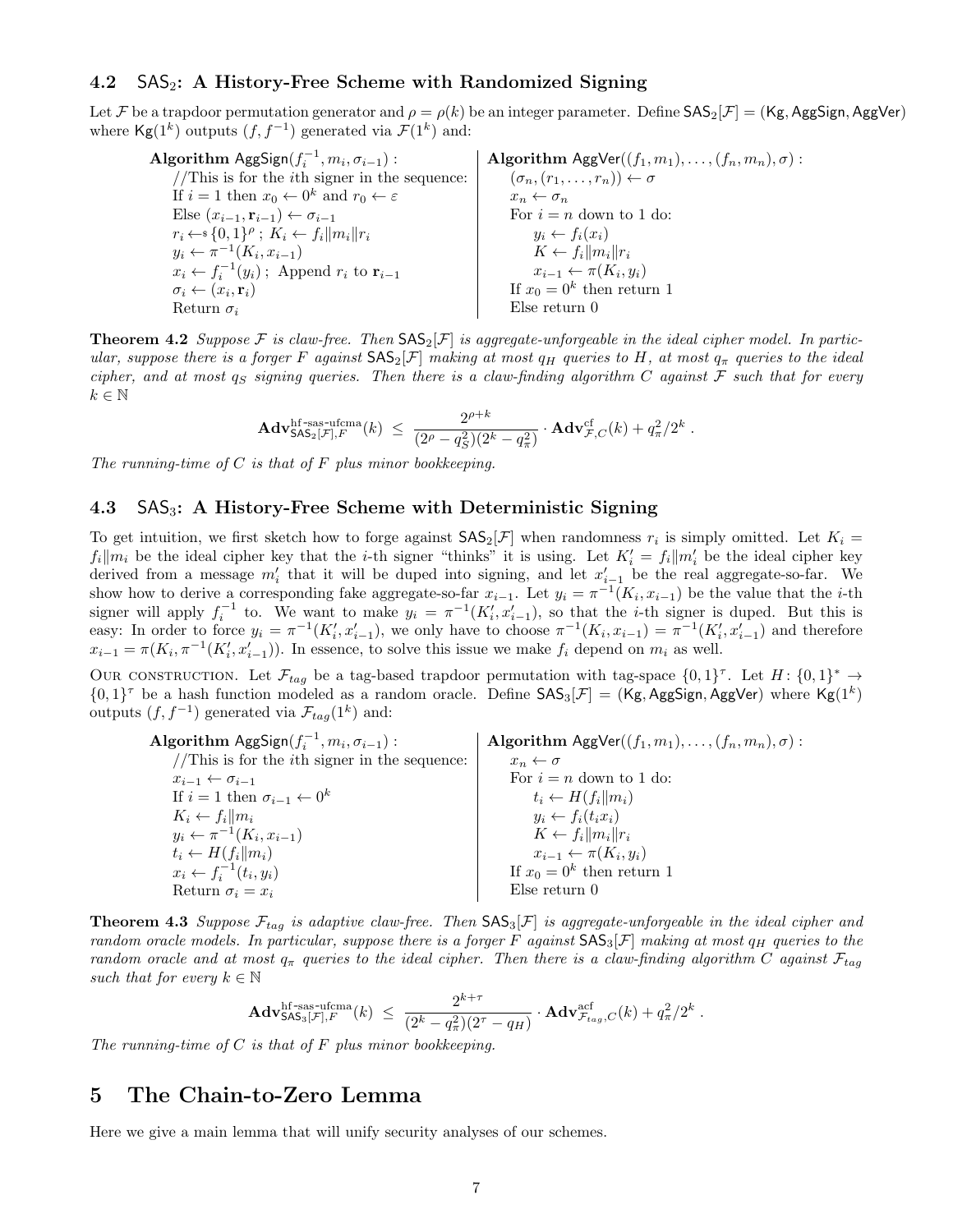### 4.2 $\mathsf{SAS}_2$: A History-Free Scheme with Randomized Signing

Let $\mathcal{F}$ be a trapdoor permutation generator and $\rho = \rho(k)$ be an integer parameter. Define $\mathsf{SAS}_2[\mathcal{F}] = (\mathsf{Kg}, \mathsf{AggSign}, \mathsf{AggVer})$ where $\mathsf{Kg}(1^k)$ outputs $(f, f^{-1})$ generated via $\mathcal{F}(1^k)$ and:

```
Algorithm AggSign(f_i^{-1}, m_i, σ_{i-1}) :
    //This is for the ith signer in the sequence:
    If i = 1 then x_0 ← 0^k and r_0 ← ε
    Else (x_{i-1}, r_{i-1}) ← σ_{i-1}
    r_i ←$ {0,1}^ρ ; K_i ← f_i‖m_i‖r_i
    y_i ← π^{-1}(K_i, x_{i-1})
    x_i ← f_i^{-1}(y_i) ; Append r_i to r_{i-1}
    σ_i ← (x_i, r_i)
    Return σ_i
```

```
Algorithm AggVer((f_1, m_1), ..., (f_n, m_n), σ) :
    (σ_n, (r_1, ..., r_n)) ← σ
    x_n ← σ_n
    For i = n down to 1 do:
        y_i ← f_i(x_i)
        K ← f_i‖m_i‖r_i
        x_{i-1} ← π(K_i, y_i)
    If x_0 = 0^k then return 1
    Else return 0
```

**Theorem 4.2** *Suppose $\mathcal{F}$ is claw-free. Then $\mathsf{SAS}_2[\mathcal{F}]$ is aggregate-unforgeable in the ideal cipher model. In particular, suppose there is a forger $F$ against $\mathsf{SAS}_2[\mathcal{F}]$ making at most $q_H$ queries to $H$, at most $q_\pi$ queries to the ideal cipher, and at most $q_S$ signing queries. Then there is a claw-finding algorithm $C$ against $\mathcal{F}$ such that for every $k \in \mathbb{N}$*

$$\mathbf{Adv}^{\text{hf-sas-ufcma}}_{\mathsf{SAS}_2[\mathcal{F}],F}(k) \;\le\; \frac{2^{\rho+k}}{(2^\rho - q_S^2)(2^k - q_\pi^2)} \cdot \mathbf{Adv}^{\text{cf}}_{\mathcal{F},C}(k) + q_\pi^2/2^k \; .$$

*The running-time of $C$ is that of $F$ plus minor bookkeeping.*

### 4.3 $\mathsf{SAS}_3$: A History-Free Scheme with Deterministic Signing

To get intuition, we first sketch how to forge against $\mathsf{SAS}_2[\mathcal{F}]$ when randomness $r_i$ is simply omitted. Let $K_i = f_i \| m_i$ be the ideal cipher key that the $i$-th signer "thinks" it is using. Let $K_i' = f_i \| m_i'$ be the ideal cipher key derived from a message $m_i'$ that it will be duped into signing, and let $x_{i-1}'$ be the real aggregate-so-far. We show how to derive a corresponding fake aggregate-so-far $x_{i-1}$. Let $y_i = \pi^{-1}(K_i, x_{i-1})$ be the value that the $i$-th signer will apply $f_i^{-1}$ to. We want to make $y_i = \pi^{-1}(K_i', x_{i-1}')$, so that the $i$-th signer is duped. But this is easy: In order to force $y_i = \pi^{-1}(K_i', x_{i-1}')$, we only have to choose $\pi^{-1}(K_i, x_{i-1}) = \pi^{-1}(K_i', x_{i-1}')$ and therefore $x_{i-1} = \pi(K_i, \pi^{-1}(K_i', x_{i-1}'))$. In essence, to solve this issue we make $f_i$ depend on $m_i$ as well.

Our construction. Let $\mathcal{F}_{tag}$ be a tag-based trapdoor permutation with tag-space $\{0,1\}^\tau$. Let $H\colon \{0,1\}^* \to \{0,1\}^\tau$ be a hash function modeled as a random oracle. Define $\mathsf{SAS}_3[\mathcal{F}] = (\mathsf{Kg}, \mathsf{AggSign}, \mathsf{AggVer})$ where $\mathsf{Kg}(1^k)$ outputs $(f, f^{-1})$ generated via $\mathcal{F}_{tag}(1^k)$ and:

```
Algorithm AggSign(f_i^{-1}, m_i, σ_{i-1}) :
    //This is for the ith signer in the sequence:
    x_{i-1} ← σ_{i-1}
    If i = 1 then σ_{i-1} ← 0^k
    K_i ← f_i‖m_i
    y_i ← π^{-1}(K_i, x_{i-1})
    t_i ← H(f_i‖m_i)
    x_i ← f_i^{-1}(t_i, y_i)
    Return σ_i = x_i
```

```
Algorithm AggVer((f_1, m_1), ..., (f_n, m_n), σ) :
    x_n ← σ
    For i = n down to 1 do:
        t_i ← H(f_i‖m_i)
        y_i ← f_i(t_i x_i)
        K ← f_i‖m_i‖r_i
        x_{i-1} ← π(K_i, y_i)
    If x_0 = 0^k then return 1
    Else return 0
```

**Theorem 4.3** *Suppose $\mathcal{F}_{tag}$ is adaptive claw-free. Then $\mathsf{SAS}_3[\mathcal{F}]$ is aggregate-unforgeable in the ideal cipher and random oracle models. In particular, suppose there is a forger $F$ against $\mathsf{SAS}_3[\mathcal{F}]$ making at most $q_H$ queries to the random oracle and at most $q_\pi$ queries to the ideal cipher. Then there is a claw-finding algorithm $C$ against $\mathcal{F}_{tag}$ such that for every $k \in \mathbb{N}$*

$$\mathbf{Adv}^{\text{hf-sas-ufcma}}_{\mathsf{SAS}_3[\mathcal{F}],F}(k) \;\le\; \frac{2^{k+\tau}}{(2^k - q_\pi^2)(2^\tau - q_H)} \cdot \mathbf{Adv}^{\text{acf}}_{\mathcal{F}_{tag},C}(k) + q_\pi^2/2^k \; .$$

*The running-time of $C$ is that of $F$ plus minor bookkeeping.*

# 5 The Chain-to-Zero Lemma

Here we give a main lemma that will unify security analyses of our schemes.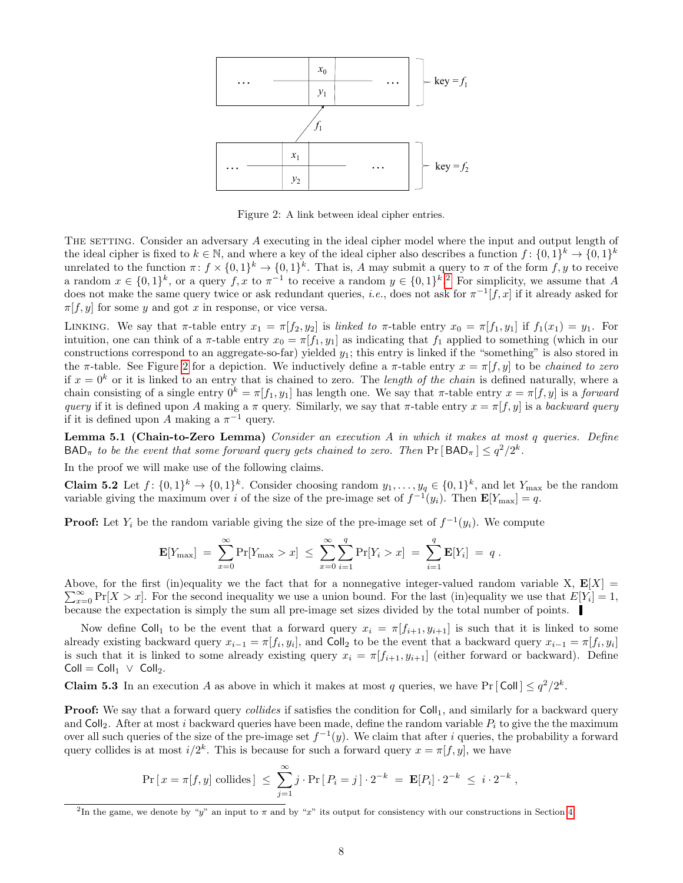Figure 2: A link between ideal cipher entries.

THE SETTING. Consider an adversary $A$ executing in the ideal cipher model where the input and output length of the ideal cipher is fixed to $k \in \mathbb{N}$, and where a key of the ideal cipher also describes a function $f\colon \{0,1\}^k \to \{0,1\}^k$ unrelated to the function $\pi\colon f \times \{0,1\}^k \to \{0,1\}^k$. That is, $A$ may submit a query to $\pi$ of the form $f, y$ to receive a random $x \in \{0,1\}^k$, or a query $f, x$ to $\pi^{-1}$ to receive a random $y \in \{0,1\}^k$.[2] For simplicity, we assume that $A$ does not make the same query twice or ask redundant queries, *i.e.*, does not ask for $\pi^{-1}[f, x]$ if it already asked for $\pi[f, y]$ for some $y$ and got $x$ in response, or vice versa.

LINKING. We say that $\pi$-table entry $x_1 = \pi[f_2, y_2]$ is *linked to* $\pi$-table entry $x_0 = \pi[f_1, y_1]$ if $f_1(x_1) = y_1$. For intuition, one can think of a $\pi$-table entry $x_0 = \pi[f_1, y_1]$ as indicating that $f_1$ applied to something (which in our constructions correspond to an aggregate-so-far) yielded $y_1$; this entry is linked if the "something" is also stored in the $\pi$-table. See Figure 2 for a depiction. We inductively define a $\pi$-table entry $x = \pi[f, y]$ to be *chained to zero* if $x = 0^k$ or it is linked to an entry that is chained to zero. The *length of the chain* is defined naturally, where a chain consisting of a single entry $0^k = \pi[f_1, y_1]$ has length one. We say that $\pi$-table entry $x = \pi[f, y]$ is a *forward query* if it is defined upon $A$ making a $\pi$ query. Similarly, we say that $\pi$-table entry $x = \pi[f, y]$ is a *backward query* if it is defined upon $A$ making a $\pi^{-1}$ query.

**Lemma 5.1 (Chain-to-Zero Lemma)** *Consider an execution $A$ in which it makes at most $q$ queries. Define $\mathsf{BAD}_\pi$ to be the event that some forward query gets chained to zero. Then $\Pr[\,\mathsf{BAD}_\pi\,] \le q^2/2^k$.*

In the proof we will make use of the following claims.

**Claim 5.2** Let $f\colon \{0,1\}^k \to \{0,1\}^k$. Consider choosing random $y_1, \ldots, y_q \in \{0,1\}^k$, and let $Y_{\max}$ be the random variable giving the maximum over $i$ of the size of the pre-image set of $f^{-1}(y_i)$. Then $\mathbf{E}[Y_{\max}] = q$.

**Proof:** Let $Y_i$ be the random variable giving the size of the pre-image set of $f^{-1}(y_i)$. We compute

$$\mathbf{E}[Y_{\max}] \;=\; \sum_{x=0}^{\infty} \Pr[Y_{\max} > x] \;\le\; \sum_{x=0}^{\infty}\sum_{i=1}^{q} \Pr[Y_i > x] \;=\; \sum_{i=1}^{q} \mathbf{E}[Y_i] \;=\; q\,.$$

Above, for the first (in)equality we the fact that for a nonnegative integer-valued random variable X, $\mathbf{E}[X] = \sum_{x=0}^{\infty} \Pr[X > x]$. For the second inequality we use a union bound. For the last (in)equality we use that $E[Y_i] = 1$, because the expectation is simply the sum all pre-image set sizes divided by the total number of points. ∎

Now define $\mathsf{Coll}_1$ to be the event that a forward query $x_i = \pi[f_{i+1}, y_{i+1}]$ is such that it is linked to some already existing backward query $x_{i-1} = \pi[f_i, y_i]$, and $\mathsf{Coll}_2$ to be the event that a backward query $x_{i-1} = \pi[f_i, y_i]$ is such that it is linked to some already existing query $x_i = \pi[f_{i+1}, y_{i+1}]$ (either forward or backward). Define $\mathsf{Coll} = \mathsf{Coll}_1 \,\vee\, \mathsf{Coll}_2$.

**Claim 5.3** In an execution $A$ as above in which it makes at most $q$ queries, we have $\Pr[\,\mathsf{Coll}\,] \le q^2/2^k$.

**Proof:** We say that a forward query *collides* if satisfies the condition for $\mathsf{Coll}_1$, and similarly for a backward query and $\mathsf{Coll}_2$. After at most $i$ backward queries have been made, define the random variable $P_i$ to give the the maximum over all such queries of the size of the pre-image set $f^{-1}(y)$. We claim that after $i$ queries, the probability a forward query collides is at most $i/2^k$. This is because for such a forward query $x = \pi[f, y]$, we have

$$\Pr[\,x = \pi[f, y] \text{ collides}\,] \;\le\; \sum_{j=1}^{\infty} j \cdot \Pr[\,P_i = j\,] \cdot 2^{-k} \;=\; \mathbf{E}[P_i] \cdot 2^{-k} \;\le\; i \cdot 2^{-k}\,,$$

[2] In the game, we denote by "$y$" an input to $\pi$ and by "$x$" its output for consistency with our constructions in Section 4.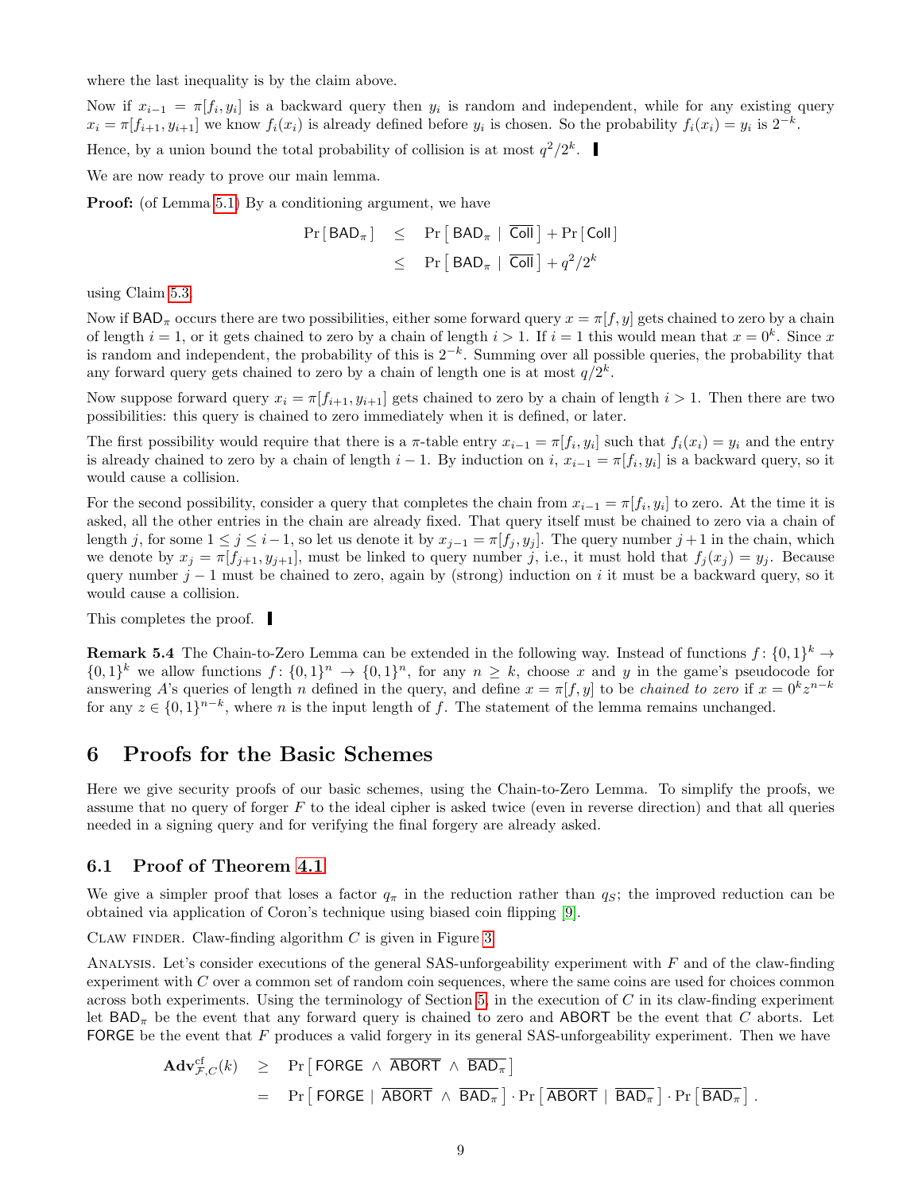where the last inequality is by the claim above.

Now if $x_{i-1} = \pi[f_i, y_i]$ is a backward query then $y_i$ is random and independent, while for any existing query $x_i = \pi[f_{i+1}, y_{i+1}]$ we know $f_i(x_i)$ is already defined before $y_i$ is chosen. So the probability $f_i(x_i) = y_i$ is $2^{-k}$.

Hence, by a union bound the total probability of collision is at most $q^2/2^k$. ▌

We are now ready to prove our main lemma.

**Proof:** (of Lemma 5.1) By a conditioning argument, we have

$$\begin{aligned}
\Pr[\,\mathsf{BAD}_\pi\,] &\leq \Pr\left[\,\mathsf{BAD}_\pi \mid \overline{\mathsf{Coll}}\,\right] + \Pr[\,\mathsf{Coll}\,] \\
&\leq \Pr\left[\,\mathsf{BAD}_\pi \mid \overline{\mathsf{Coll}}\,\right] + q^2/2^k
\end{aligned}$$

using Claim 5.3.

Now if $\mathsf{BAD}_\pi$ occurs there are two possibilities, either some forward query $x = \pi[f, y]$ gets chained to zero by a chain of length $i = 1$, or it gets chained to zero by a chain of length $i > 1$. If $i = 1$ this would mean that $x = 0^k$. Since $x$ is random and independent, the probability of this is $2^{-k}$. Summing over all possible queries, the probability that any forward query gets chained to zero by a chain of length one is at most $q/2^k$.

Now suppose forward query $x_i = \pi[f_{i+1}, y_{i+1}]$ gets chained to zero by a chain of length $i > 1$. Then there are two possibilities: this query is chained to zero immediately when it is defined, or later.

The first possibility would require that there is a $\pi$-table entry $x_{i-1} = \pi[f_i, y_i]$ such that $f_i(x_i) = y_i$ and the entry is already chained to zero by a chain of length $i - 1$. By induction on $i$, $x_{i-1} = \pi[f_i, y_i]$ is a backward query, so it would cause a collision.

For the second possibility, consider a query that completes the chain from $x_{i-1} = \pi[f_i, y_i]$ to zero. At the time it is asked, all the other entries in the chain are already fixed. That query itself must be chained to zero via a chain of length $j$, for some $1 \leq j \leq i-1$, so let us denote it by $x_{j-1} = \pi[f_j, y_j]$. The query number $j+1$ in the chain, which we denote by $x_j = \pi[f_{j+1}, y_{j+1}]$, must be linked to query number $j$, i.e., it must hold that $f_j(x_j) = y_j$. Because query number $j - 1$ must be chained to zero, again by (strong) induction on $i$ it must be a backward query, so it would cause a collision.

This completes the proof. ▌

**Remark 5.4** The Chain-to-Zero Lemma can be extended in the following way. Instead of functions $f\colon \{0,1\}^k \to \{0,1\}^k$ we allow functions $f\colon \{0,1\}^n \to \{0,1\}^n$, for any $n \geq k$, choose $x$ and $y$ in the game's pseudocode for answering $A$'s queries of length $n$ defined in the query, and define $x = \pi[f, y]$ to be *chained to zero* if $x = 0^k z^{n-k}$ for any $z \in \{0,1\}^{n-k}$, where $n$ is the input length of $f$. The statement of the lemma remains unchanged.

# 6 Proofs for the Basic Schemes

Here we give security proofs of our basic schemes, using the Chain-to-Zero Lemma. To simplify the proofs, we assume that no query of forger $F$ to the ideal cipher is asked twice (even in reverse direction) and that all queries needed in a signing query and for verifying the final forgery are already asked.

## 6.1 Proof of Theorem 4.1

We give a simpler proof that loses a factor $q_\pi$ in the reduction rather than $q_S$; the improved reduction can be obtained via application of Coron's technique using biased coin flipping [9].

Claw finder. Claw-finding algorithm $C$ is given in Figure 3.

Analysis. Let's consider executions of the general SAS-unforgeability experiment with $F$ and of the claw-finding experiment with $C$ over a common set of random coin sequences, where the same coins are used for choices common across both experiments. Using the terminology of Section 5, in the execution of $C$ in its claw-finding experiment let $\mathsf{BAD}_\pi$ be the event that any forward query is chained to zero and $\mathsf{ABORT}$ be the event that $C$ aborts. Let $\mathsf{FORGE}$ be the event that $F$ produces a valid forgery in its general SAS-unforgeability experiment. Then we have

$$\begin{aligned}
\mathbf{Adv}^{\mathrm{cf}}_{\mathcal{F},C}(k) &\geq \Pr\left[\,\mathsf{FORGE} \,\wedge\, \overline{\mathsf{ABORT}} \,\wedge\, \overline{\mathsf{BAD}_\pi}\,\right] \\
&= \Pr\left[\,\mathsf{FORGE} \mid \overline{\mathsf{ABORT}} \,\wedge\, \overline{\mathsf{BAD}_\pi}\,\right] \cdot \Pr\left[\,\overline{\mathsf{ABORT}} \mid \overline{\mathsf{BAD}_\pi}\,\right] \cdot \Pr\left[\,\overline{\mathsf{BAD}_\pi}\,\right].
\end{aligned}$$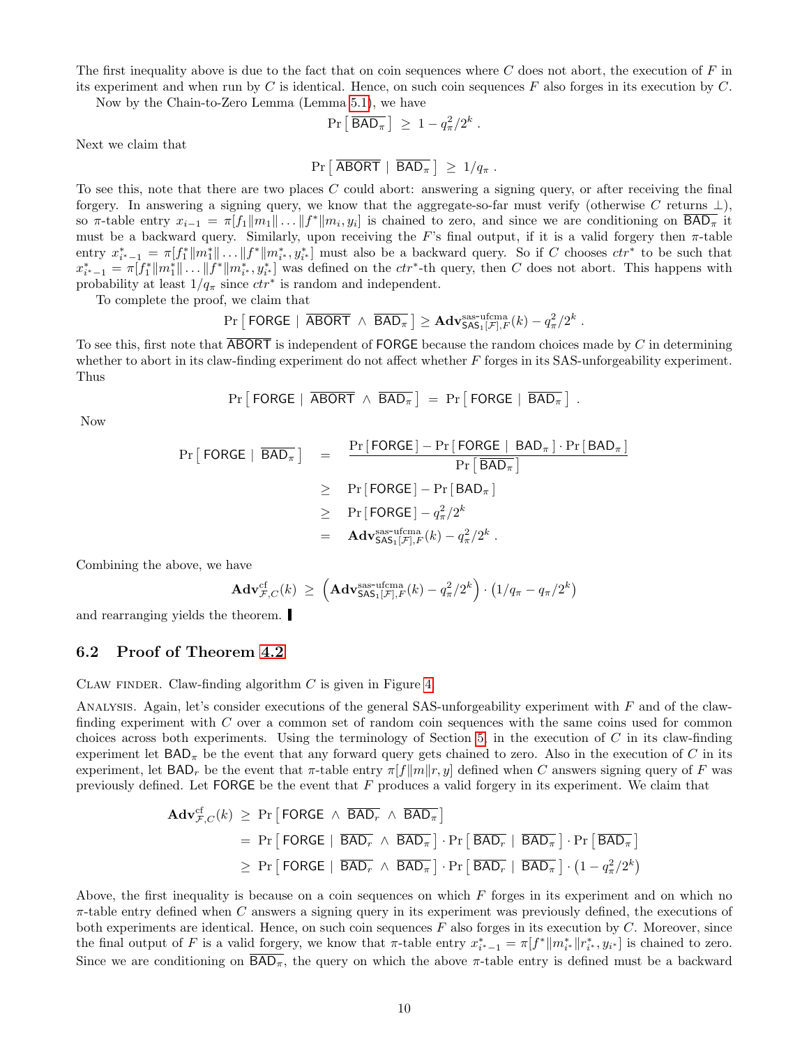The first inequality above is due to the fact that on coin sequences where $C$ does not abort, the execution of $F$ in its experiment and when run by $C$ is identical. Hence, on such coin sequences $F$ also forges in its execution by $C$.

Now by the Chain-to-Zero Lemma (Lemma 5.1), we have

$$\Pr\left[\,\overline{\mathsf{BAD}_\pi}\,\right] \;\geq\; 1 - q_\pi^2/2^k\;.$$

Next we claim that

$$\Pr\left[\,\overline{\mathsf{ABORT}}\;\mid\;\overline{\mathsf{BAD}_\pi}\,\right] \;\geq\; 1/q_\pi\;.$$

To see this, note that there are two places $C$ could abort: answering a signing query, or after receiving the final forgery. In answering a signing query, we know that the aggregate-so-far must verify (otherwise $C$ returns $\perp$), so $\pi$-table entry $x_{i-1} = \pi[f_1\|m_1\|\ldots\|f^*\|m_i, y_i]$ is chained to zero, and since we are conditioning on $\overline{\mathsf{BAD}_\pi}$ it must be a backward query. Similarly, upon receiving the $F$'s final output, if it is a valid forgery then $\pi$-table entry $x^*_{i^*-1} = \pi[f_1^*\|m_1^*\|\ldots\|f^*\|m^*_{i^*}, y^*_{i^*}]$ must also be a backward query. So if $C$ chooses $ctr^*$ to be such that $x^*_{i^*-1} = \pi[f_1^*\|m_1^*\|\ldots\|f^*\|m^*_{i^*}, y^*_{i^*}]$ was defined on the $ctr^*$-th query, then $C$ does not abort. This happens with probability at least $1/q_\pi$ since $ctr^*$ is random and independent.

To complete the proof, we claim that

$$\Pr\left[\,\mathsf{FORGE}\;\mid\;\overline{\mathsf{ABORT}}\;\wedge\;\overline{\mathsf{BAD}_\pi}\,\right] \geq \mathbf{Adv}^{\text{sas-ufcma}}_{\mathsf{SAS}_1[\mathcal{F}],F}(k) - q_\pi^2/2^k\;.$$

To see this, first note that $\overline{\mathsf{ABORT}}$ is independent of $\mathsf{FORGE}$ because the random choices made by $C$ in determining whether to abort in its claw-finding experiment do not affect whether $F$ forges in its SAS-unforgeability experiment. Thus

$$\Pr\left[\,\mathsf{FORGE}\;\mid\;\overline{\mathsf{ABORT}}\;\wedge\;\overline{\mathsf{BAD}_\pi}\,\right] \;=\; \Pr\left[\,\mathsf{FORGE}\;\mid\;\overline{\mathsf{BAD}_\pi}\,\right]\;.$$

Now

$$\begin{aligned}
\Pr\left[\,\mathsf{FORGE}\;\mid\;\overline{\mathsf{BAD}_\pi}\,\right] &= \frac{\Pr\left[\,\mathsf{FORGE}\,\right] - \Pr\left[\,\mathsf{FORGE}\;\mid\;\mathsf{BAD}_\pi\,\right]\cdot\Pr\left[\,\mathsf{BAD}_\pi\,\right]}{\Pr\left[\,\overline{\mathsf{BAD}_\pi}\,\right]} \\
&\geq \Pr\left[\,\mathsf{FORGE}\,\right] - \Pr\left[\,\mathsf{BAD}_\pi\,\right] \\
&\geq \Pr\left[\,\mathsf{FORGE}\,\right] - q_\pi^2/2^k \\
&= \mathbf{Adv}^{\text{sas-ufcma}}_{\mathsf{SAS}_1[\mathcal{F}],F}(k) - q_\pi^2/2^k\;.
\end{aligned}$$

Combining the above, we have

$$\mathbf{Adv}^{\text{cf}}_{\mathcal{F},C}(k) \;\geq\; \left(\mathbf{Adv}^{\text{sas-ufcma}}_{\mathsf{SAS}_1[\mathcal{F}],F}(k) - q_\pi^2/2^k\right)\cdot\left(1/q_\pi - q_\pi/2^k\right)$$

and rearranging yields the theorem. ∎

## 6.2 Proof of Theorem 4.2

Claw finder. Claw-finding algorithm $C$ is given in Figure 4.

Analysis. Again, let's consider executions of the general SAS-unforgeability experiment with $F$ and of the claw-finding experiment with $C$ over a common set of random coin sequences with the same coins used for common choices across both experiments. Using the terminology of Section 5, in the execution of $C$ in its claw-finding experiment let $\mathsf{BAD}_\pi$ be the event that any forward query gets chained to zero. Also in the execution of $C$ in its experiment, let $\mathsf{BAD}_r$ be the event that $\pi$-table entry $\pi[f\|m\|r, y]$ defined when $C$ answers signing query of $F$ was previously defined. Let $\mathsf{FORGE}$ be the event that $F$ produces a valid forgery in its experiment. We claim that

$$\begin{aligned}
\mathbf{Adv}^{\text{cf}}_{\mathcal{F},C}(k) &\geq \Pr\left[\,\mathsf{FORGE}\;\wedge\;\overline{\mathsf{BAD}_r}\;\wedge\;\overline{\mathsf{BAD}_\pi}\,\right] \\
&= \Pr\left[\,\mathsf{FORGE}\;\mid\;\overline{\mathsf{BAD}_r}\;\wedge\;\overline{\mathsf{BAD}_\pi}\,\right]\cdot\Pr\left[\,\overline{\mathsf{BAD}_r}\;\mid\;\overline{\mathsf{BAD}_\pi}\,\right]\cdot\Pr\left[\,\overline{\mathsf{BAD}_\pi}\,\right] \\
&\geq \Pr\left[\,\mathsf{FORGE}\;\mid\;\overline{\mathsf{BAD}_r}\;\wedge\;\overline{\mathsf{BAD}_\pi}\,\right]\cdot\Pr\left[\,\overline{\mathsf{BAD}_r}\;\mid\;\overline{\mathsf{BAD}_\pi}\,\right]\cdot\left(1 - q_\pi^2/2^k\right)
\end{aligned}$$

Above, the first inequality is because on a coin sequences on which $F$ forges in its experiment and on which no $\pi$-table entry defined when $C$ answers a signing query in its experiment was previously defined, the executions of both experiments are identical. Hence, on such coin sequences $F$ also forges in its execution by $C$. Moreover, since the final output of $F$ is a valid forgery, we know that $\pi$-table entry $x^*_{i^*-1} = \pi[f^*\|m^*_{i^*}\|r^*_{i^*}, y_{i^*}]$ is chained to zero. Since we are conditioning on $\overline{\mathsf{BAD}_\pi}$, the query on which the above $\pi$-table entry is defined must be a backward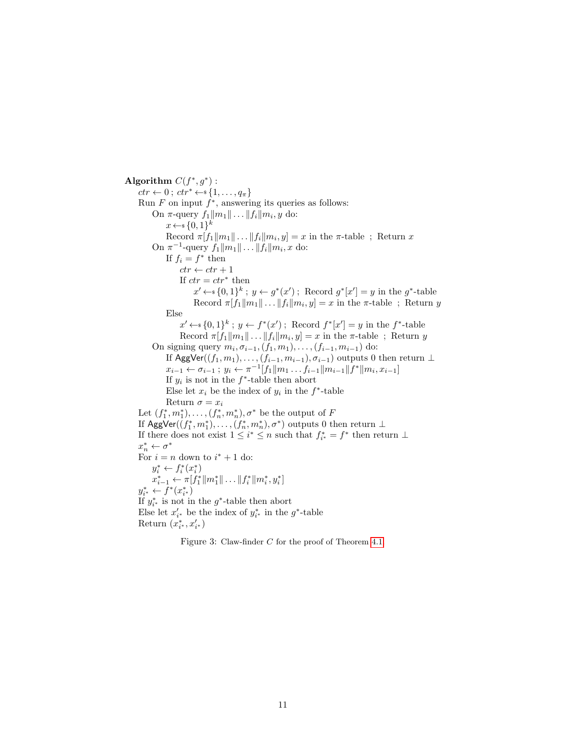**Algorithm** $C(f^*, g^*)$ :

$ctr \leftarrow 0$ ; $ctr^* \leftarrow\!\!\$ \{1, \ldots, q_\pi\}$

Run $F$ on input $f^*$, answering its queries as follows:

  On $\pi$-query $f_1\|m_1\|\ldots\|f_i\|m_i, y$ do:

    $x \leftarrow\!\!\$ \{0,1\}^k$

    Record $\pi[f_1\|m_1\|\ldots\|f_i\|m_i, y] = x$ in the $\pi$-table ; Return $x$

  On $\pi^{-1}$-query $f_1\|m_1\|\ldots\|f_i\|m_i, x$ do:

    If $f_i = f^*$ then

      $ctr \leftarrow ctr + 1$

      If $ctr = ctr^*$ then

        $x' \leftarrow\!\!\$ \{0,1\}^k$ ; $y \leftarrow g^*(x')$ ; Record $g^*[x'] = y$ in the $g^*$-table

        Record $\pi[f_1\|m_1\|\ldots\|f_i\|m_i, y] = x$ in the $\pi$-table ; Return $y$

    Else

      $x' \leftarrow\!\!\$ \{0,1\}^k$ ; $y \leftarrow f^*(x')$ ; Record $f^*[x'] = y$ in the $f^*$-table

      Record $\pi[f_1\|m_1\|\ldots\|f_i\|m_i, y] = x$ in the $\pi$-table ; Return $y$

  On signing query $m_i, \sigma_{i-1}, (f_1, m_1), \ldots, (f_{i-1}, m_{i-1})$ do:

    If $\mathsf{AggVer}((f_1, m_1), \ldots, (f_{i-1}, m_{i-1}), \sigma_{i-1})$ outputs 0 then return $\perp$

    $x_{i-1} \leftarrow \sigma_{i-1}$ ; $y_i \leftarrow \pi^{-1}[f_1\|m_1 \ldots f_{i-1}\|m_{i-1}\|f^*\|m_i, x_{i-1}]$

    If $y_i$ is not in the $f^*$-table then abort

    Else let $x_i$ be the index of $y_i$ in the $f^*$-table

    Return $\sigma = x_i$

Let $(f_1^*, m_1^*), \ldots, (f_n^*, m_n^*), \sigma^*$ be the output of $F$

If $\mathsf{AggVer}((f_1^*, m_1^*), \ldots, (f_n^*, m_n^*), \sigma^*)$ outputs 0 then return $\perp$

If there does not exist $1 \le i^* \le n$ such that $f_{i^*}^* = f^*$ then return $\perp$

$x_n^* \leftarrow \sigma^*$

For $i = n$ down to $i^* + 1$ do:

  $y_i^* \leftarrow f_i^*(x_i^*)$

  $x_{i-1}^* \leftarrow \pi[f_1^*\|m_1^*\|\ldots\|f_i^*\|m_i^*, y_i^*]$

$y_{i^*}^* \leftarrow f^*(x_{i^*}^*)$

If $y_{i^*}^*$ is not in the $g^*$-table then abort

Else let $x_{i^*}'$ be the index of $y_{i^*}^*$ in the $g^*$-table

Return $(x_{i^*}^*, x_{i^*}')$

Figure 3: Claw-finder $C$ for the proof of Theorem 4.1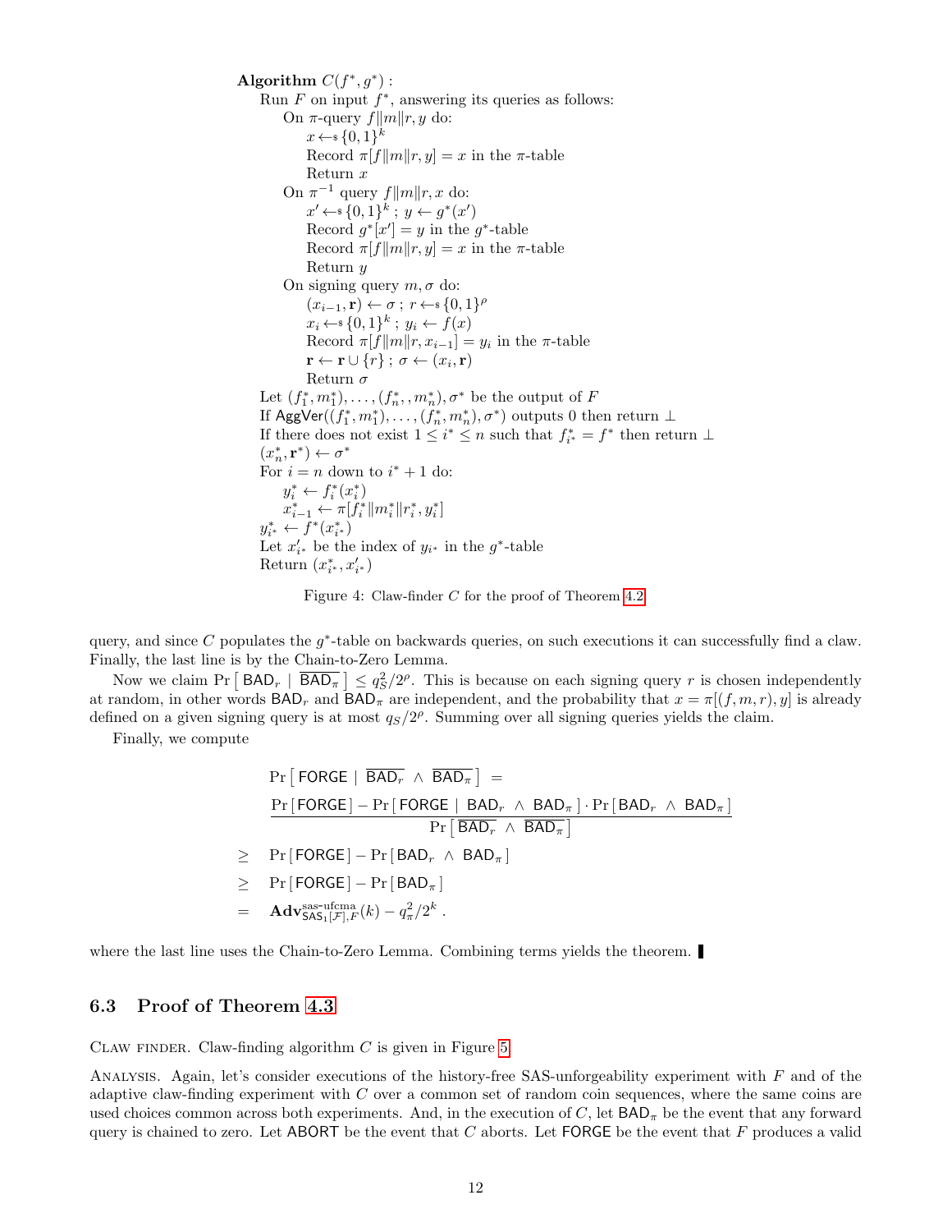```
Algorithm C(f*, g*) :
  Run F on input f*, answering its queries as follows:
    On π-query f‖m‖r, y do:
      x ←$ {0,1}^k
      Record π[f‖m‖r, y] = x in the π-table
      Return x
    On π^{-1} query f‖m‖r, x do:
      x' ←$ {0,1}^k ; y ← g*(x')
      Record g*[x'] = y in the g*-table
      Record π[f‖m‖r, y] = x in the π-table
      Return y
    On signing query m, σ do:
      (x_{i-1}, r) ← σ ; r ←$ {0,1}^ρ
      x_i ←$ {0,1}^k ; y_i ← f(x)
      Record π[f‖m‖r, x_{i-1}] = y_i in the π-table
      r ← r ∪ {r} ; σ ← (x_i, r)
      Return σ
  Let (f*_1, m*_1), ..., (f*_n, , m*_n), σ* be the output of F
  If AggVer((f*_1, m*_1), ..., (f*_n, m*_n), σ*) outputs 0 then return ⊥
  If there does not exist 1 ≤ i* ≤ n such that f*_{i*} = f* then return ⊥
  (x*_n, r*) ← σ*
  For i = n down to i* + 1 do:
    y*_i ← f*_i(x*_i)
    x*_{i-1} ← π[f*_i‖m*_i‖r*_i, y*_i]
  y*_{i*} ← f*(x*_{i*})
  Let x'_{i*} be the index of y_{i*} in the g*-table
  Return (x*_{i*}, x'_{i*})
```

Figure 4: Claw-finder $C$ for the proof of Theorem 4.2

query, and since $C$ populates the $g^*$-table on backwards queries, on such executions it can successfully find a claw. Finally, the last line is by the Chain-to-Zero Lemma.

Now we claim $\Pr\left[\,\mathsf{BAD}_r \mid \overline{\mathsf{BAD}_\pi}\,\right] \leq q_S^2/2^\rho$. This is because on each signing query $r$ is chosen independently at random, in other words $\mathsf{BAD}_r$ and $\mathsf{BAD}_\pi$ are independent, and the probability that $x = \pi[(f, m, r), y]$ is already defined on a given signing query is at most $q_S/2^\rho$. Summing over all signing queries yields the claim.

Finally, we compute

$$
\begin{aligned}
&\Pr\left[\,\mathsf{FORGE} \mid \overline{\mathsf{BAD}_r} \wedge \overline{\mathsf{BAD}_\pi}\,\right] = \\
&\frac{\Pr\left[\,\mathsf{FORGE}\,\right] - \Pr\left[\,\mathsf{FORGE} \mid \mathsf{BAD}_r \wedge \mathsf{BAD}_\pi\,\right] \cdot \Pr\left[\,\mathsf{BAD}_r \wedge \mathsf{BAD}_\pi\,\right]}{\Pr\left[\,\overline{\mathsf{BAD}_r} \wedge \overline{\mathsf{BAD}_\pi}\,\right]} \\
\geq\ & \Pr\left[\,\mathsf{FORGE}\,\right] - \Pr\left[\,\mathsf{BAD}_r \wedge \mathsf{BAD}_\pi\,\right] \\
\geq\ & \Pr\left[\,\mathsf{FORGE}\,\right] - \Pr\left[\,\mathsf{BAD}_\pi\,\right] \\
=\ & \mathbf{Adv}^{\text{sas-ufcma}}_{\mathsf{SAS}_1[\mathcal{F}],F}(k) - q_\pi^2/2^k\,.
\end{aligned}
$$

where the last line uses the Chain-to-Zero Lemma. Combining terms yields the theorem. ∎

### 6.3 Proof of Theorem 4.3

Claw finder. Claw-finding algorithm $C$ is given in Figure 5.

Analysis. Again, let's consider executions of the history-free SAS-unforgeability experiment with $F$ and of the adaptive claw-finding experiment with $C$ over a common set of random coin sequences, where the same coins are used choices common across both experiments. And, in the execution of $C$, let $\mathsf{BAD}_\pi$ be the event that any forward query is chained to zero. Let $\mathsf{ABORT}$ be the event that $C$ aborts. Let $\mathsf{FORGE}$ be the event that $F$ produces a valid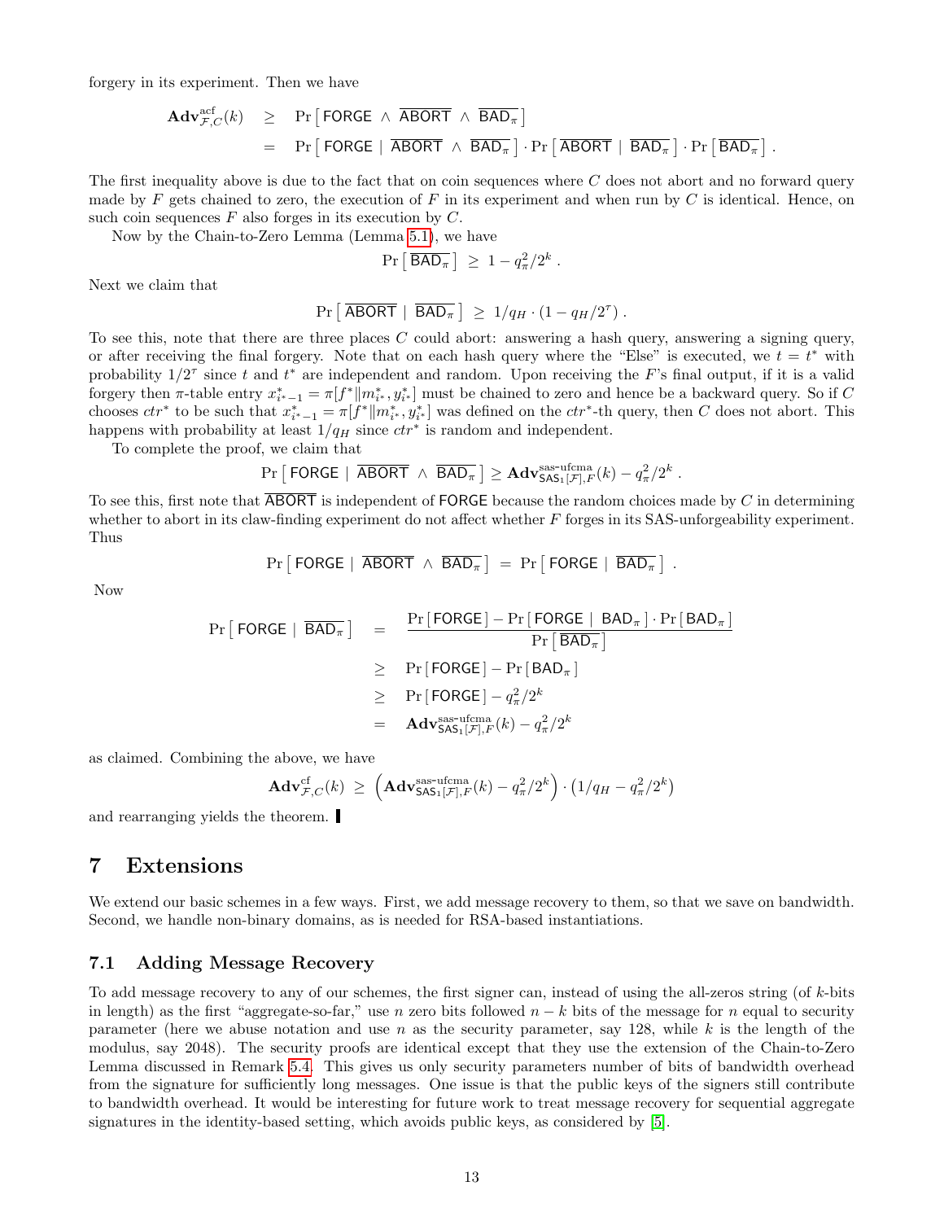forgery in its experiment. Then we have

$$\begin{aligned}
\mathbf{Adv}^{\rm acf}_{\mathcal{F},C}(k) &\geq \Pr\left[\,\mathsf{FORGE} \,\wedge\, \overline{\mathsf{ABORT}} \,\wedge\, \overline{\mathsf{BAD}_\pi}\,\right] \\
&= \Pr\left[\,\mathsf{FORGE} \mid \overline{\mathsf{ABORT}} \,\wedge\, \overline{\mathsf{BAD}_\pi}\,\right] \cdot \Pr\left[\,\overline{\mathsf{ABORT}} \mid \overline{\mathsf{BAD}_\pi}\,\right] \cdot \Pr\left[\,\overline{\mathsf{BAD}_\pi}\,\right] .
\end{aligned}$$

The first inequality above is due to the fact that on coin sequences where $C$ does not abort and no forward query made by $F$ gets chained to zero, the execution of $F$ in its experiment and when run by $C$ is identical. Hence, on such coin sequences $F$ also forges in its execution by $C$.

Now by the Chain-to-Zero Lemma (Lemma 5.1), we have

$$\Pr\left[\,\overline{\mathsf{BAD}_\pi}\,\right] \;\geq\; 1 - q_\pi^2/2^k \,.$$

Next we claim that

$$\Pr\left[\,\overline{\mathsf{ABORT}} \mid \overline{\mathsf{BAD}_\pi}\,\right] \;\geq\; 1/q_H \cdot (1 - q_H/2^\tau) \,.$$

To see this, note that there are three places $C$ could abort: answering a hash query, answering a signing query, or after receiving the final forgery. Note that on each hash query where the "Else" is executed, we $t = t^*$ with probability $1/2^\tau$ since $t$ and $t^*$ are independent and random. Upon receiving the $F$'s final output, if it is a valid forgery then $\pi$-table entry $x^*_{i^*-1} = \pi[f^* \| m^*_{i^*}, y^*_{i^*}]$ must be chained to zero and hence be a backward query. So if $C$ chooses $ctr^*$ to be such that $x^*_{i^*-1} = \pi[f^* \| m^*_{i^*}, y^*_{i^*}]$ was defined on the $ctr^*$-th query, then $C$ does not abort. This happens with probability at least $1/q_H$ since $ctr^*$ is random and independent.

To complete the proof, we claim that

$$\Pr\left[\,\mathsf{FORGE} \mid \overline{\mathsf{ABORT}} \,\wedge\, \overline{\mathsf{BAD}_\pi}\,\right] \geq \mathbf{Adv}^{\rm sas\text{-}ufcma}_{\mathsf{SAS}_1[\mathcal{F}],F}(k) - q_\pi^2/2^k \,.$$

To see this, first note that $\overline{\mathsf{ABORT}}$ is independent of $\mathsf{FORGE}$ because the random choices made by $C$ in determining whether to abort in its claw-finding experiment do not affect whether $F$ forges in its SAS-unforgeability experiment. Thus

$$\Pr\left[\,\mathsf{FORGE} \mid \overline{\mathsf{ABORT}} \,\wedge\, \overline{\mathsf{BAD}_\pi}\,\right] \;=\; \Pr\left[\,\mathsf{FORGE} \mid \overline{\mathsf{BAD}_\pi}\,\right] \,.$$

Now

$$\begin{aligned}
\Pr\left[\,\mathsf{FORGE} \mid \overline{\mathsf{BAD}_\pi}\,\right] &= \frac{\Pr\left[\,\mathsf{FORGE}\,\right] - \Pr\left[\,\mathsf{FORGE} \mid \mathsf{BAD}_\pi\,\right] \cdot \Pr\left[\,\mathsf{BAD}_\pi\,\right]}{\Pr\left[\,\overline{\mathsf{BAD}_\pi}\,\right]} \\
&\geq \Pr\left[\,\mathsf{FORGE}\,\right] - \Pr\left[\,\mathsf{BAD}_\pi\,\right] \\
&\geq \Pr\left[\,\mathsf{FORGE}\,\right] - q_\pi^2/2^k \\
&= \mathbf{Adv}^{\rm sas\text{-}ufcma}_{\mathsf{SAS}_1[\mathcal{F}],F}(k) - q_\pi^2/2^k
\end{aligned}$$

as claimed. Combining the above, we have

$$\mathbf{Adv}^{\rm cf}_{\mathcal{F},C}(k) \;\geq\; \left(\mathbf{Adv}^{\rm sas\text{-}ufcma}_{\mathsf{SAS}_1[\mathcal{F}],F}(k) - q_\pi^2/2^k\right) \cdot \left(1/q_H - q_\pi^2/2^k\right)$$

and rearranging yields the theorem. ▌

# 7 Extensions

We extend our basic schemes in a few ways. First, we add message recovery to them, so that we save on bandwidth. Second, we handle non-binary domains, as is needed for RSA-based instantiations.

## 7.1 Adding Message Recovery

To add message recovery to any of our schemes, the first signer can, instead of using the all-zeros string (of $k$-bits in length) as the first "aggregate-so-far," use $n$ zero bits followed $n - k$ bits of the message for $n$ equal to security parameter (here we abuse notation and use $n$ as the security parameter, say 128, while $k$ is the length of the modulus, say 2048). The security proofs are identical except that they use the extension of the Chain-to-Zero Lemma discussed in Remark 5.4. This gives us only security parameters number of bits of bandwidth overhead from the signature for sufficiently long messages. One issue is that the public keys of the signers still contribute to bandwidth overhead. It would be interesting for future work to treat message recovery for sequential aggregate signatures in the identity-based setting, which avoids public keys, as considered by [5].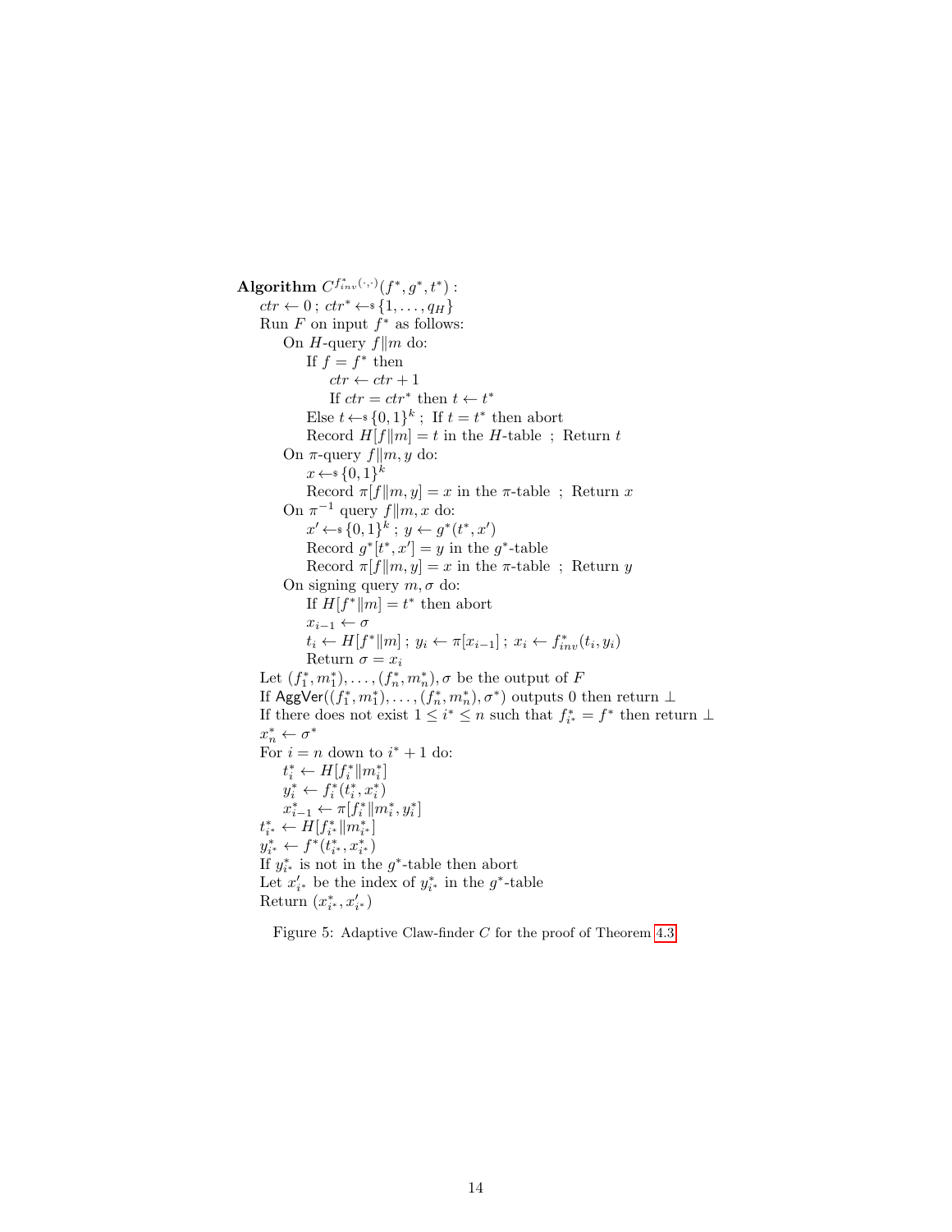**Algorithm** $C^{f^*_{inv}(\cdot,\cdot)}(f^*, g^*, t^*)$ :

$ctr \leftarrow 0$ ; $ctr^* \leftarrow\!\!\$\, \{1, \ldots, q_H\}$

Run $F$ on input $f^*$ as follows:

- On $H$-query $f \| m$ do:
  - If $f = f^*$ then
    - $ctr \leftarrow ctr + 1$
    - If $ctr = ctr^*$ then $t \leftarrow t^*$
  - Else $t \leftarrow\!\!\$\, \{0,1\}^k$ ; If $t = t^*$ then abort
  - Record $H[f \| m] = t$ in the $H$-table ; Return $t$
- On $\pi$-query $f \| m, y$ do:
  - $x \leftarrow\!\!\$\, \{0,1\}^k$
  - Record $\pi[f \| m, y] = x$ in the $\pi$-table ; Return $x$
- On $\pi^{-1}$ query $f \| m, x$ do:
  - $x' \leftarrow\!\!\$\, \{0,1\}^k$ ; $y \leftarrow g^*(t^*, x')$
  - Record $g^*[t^*, x'] = y$ in the $g^*$-table
  - Record $\pi[f \| m, y] = x$ in the $\pi$-table ; Return $y$
- On signing query $m, \sigma$ do:
  - If $H[f^* \| m] = t^*$ then abort
  - $x_{i-1} \leftarrow \sigma$
  - $t_i \leftarrow H[f^* \| m]$ ; $y_i \leftarrow \pi[x_{i-1}]$ ; $x_i \leftarrow f^*_{inv}(t_i, y_i)$
  - Return $\sigma = x_i$

Let $(f^*_1, m^*_1), \ldots, (f^*_n, m^*_n), \sigma$ be the output of $F$

If $\mathsf{AggVer}((f^*_1, m^*_1), \ldots, (f^*_n, m^*_n), \sigma^*)$ outputs 0 then return $\perp$

If there does not exist $1 \leq i^* \leq n$ such that $f^*_{i^*} = f^*$ then return $\perp$

$x^*_n \leftarrow \sigma^*$

For $i = n$ down to $i^* + 1$ do:

- $t^*_i \leftarrow H[f^*_i \| m^*_i]$
- $y^*_i \leftarrow f^*_i(t^*_i, x^*_i)$
- $x^*_{i-1} \leftarrow \pi[f^*_i \| m^*_i, y^*_i]$

$t^*_{i^*} \leftarrow H[f^*_{i^*} \| m^*_{i^*}]$

$y^*_{i^*} \leftarrow f^*(t^*_{i^*}, x^*_{i^*})$

If $y^*_{i^*}$ is not in the $g^*$-table then abort

Let $x'_{i^*}$ be the index of $y^*_{i^*}$ in the $g^*$-table

Return $(x^*_{i^*}, x'_{i^*})$

Figure 5: Adaptive Claw-finder $C$ for the proof of Theorem 4.3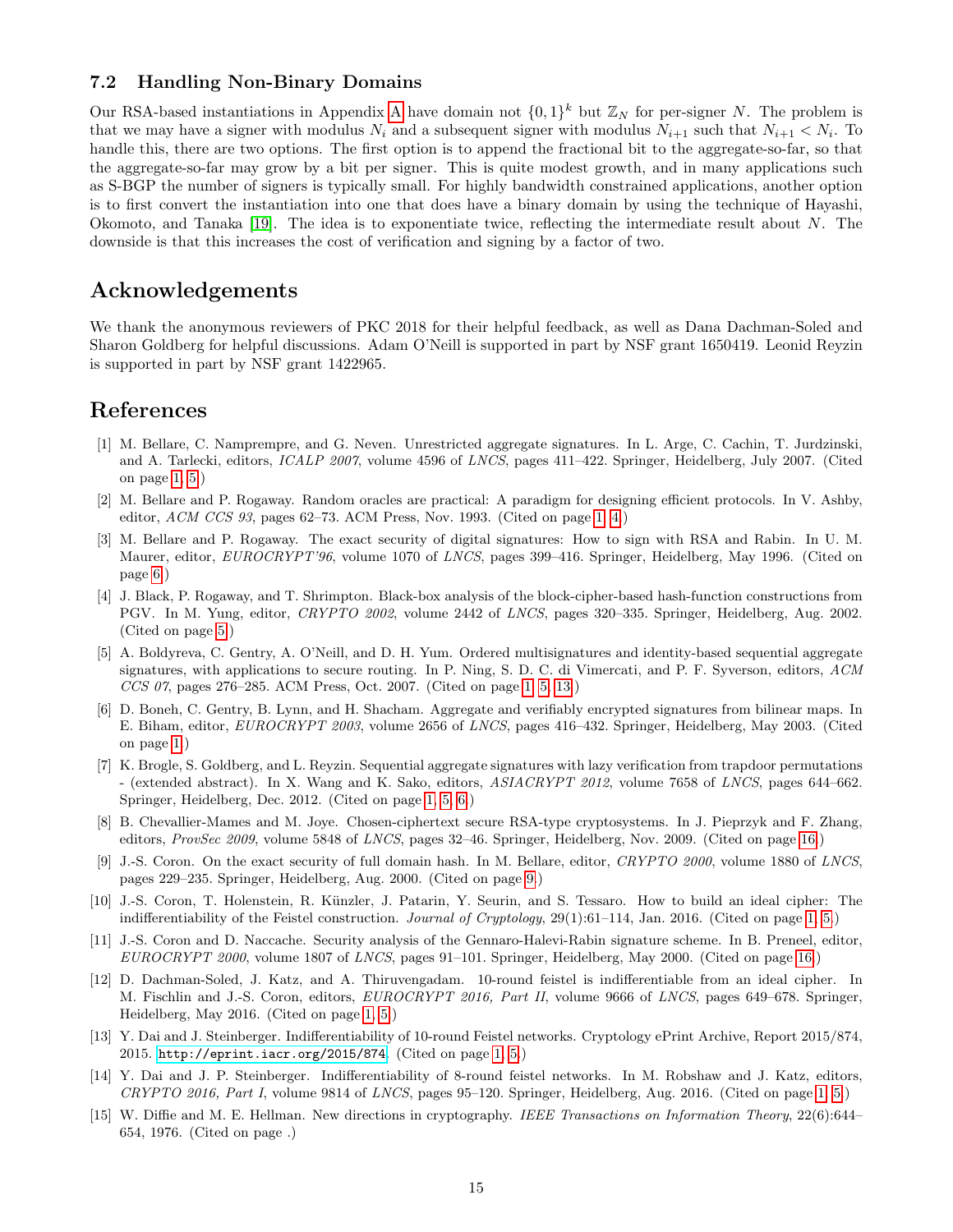### 7.2 Handling Non-Binary Domains

Our RSA-based instantiations in Appendix A have domain not $\{0,1\}^k$ but $\mathbb{Z}_N$ for per-signer $N$. The problem is that we may have a signer with modulus $N_i$ and a subsequent signer with modulus $N_{i+1}$ such that $N_{i+1} < N_i$. To handle this, there are two options. The first option is to append the fractional bit to the aggregate-so-far, so that the aggregate-so-far may grow by a bit per signer. This is quite modest growth, and in many applications such as S-BGP the number of signers is typically small. For highly bandwidth constrained applications, another option is to first convert the instantiation into one that does have a binary domain by using the technique of Hayashi, Okomoto, and Tanaka [19]. The idea is to exponentiate twice, reflecting the intermediate result about $N$. The downside is that this increases the cost of verification and signing by a factor of two.

## Acknowledgements

We thank the anonymous reviewers of PKC 2018 for their helpful feedback, as well as Dana Dachman-Soled and Sharon Goldberg for helpful discussions. Adam O'Neill is supported in part by NSF grant 1650419. Leonid Reyzin is supported in part by NSF grant 1422965.

## References

[1] M. Bellare, C. Namprempre, and G. Neven. Unrestricted aggregate signatures. In L. Arge, C. Cachin, T. Jurdzinski, and A. Tarlecki, editors, *ICALP 2007*, volume 4596 of *LNCS*, pages 411–422. Springer, Heidelberg, July 2007. (Cited on page 1, 5.)

[2] M. Bellare and P. Rogaway. Random oracles are practical: A paradigm for designing efficient protocols. In V. Ashby, editor, *ACM CCS 93*, pages 62–73. ACM Press, Nov. 1993. (Cited on page 1, 4.)

[3] M. Bellare and P. Rogaway. The exact security of digital signatures: How to sign with RSA and Rabin. In U. M. Maurer, editor, *EUROCRYPT'96*, volume 1070 of *LNCS*, pages 399–416. Springer, Heidelberg, May 1996. (Cited on page 6.)

[4] J. Black, P. Rogaway, and T. Shrimpton. Black-box analysis of the block-cipher-based hash-function constructions from PGV. In M. Yung, editor, *CRYPTO 2002*, volume 2442 of *LNCS*, pages 320–335. Springer, Heidelberg, Aug. 2002. (Cited on page 5.)

[5] A. Boldyreva, C. Gentry, A. O'Neill, and D. H. Yum. Ordered multisignatures and identity-based sequential aggregate signatures, with applications to secure routing. In P. Ning, S. D. C. di Vimercati, and P. F. Syverson, editors, *ACM CCS 07*, pages 276–285. ACM Press, Oct. 2007. (Cited on page 1, 5, 13.)

[6] D. Boneh, C. Gentry, B. Lynn, and H. Shacham. Aggregate and verifiably encrypted signatures from bilinear maps. In E. Biham, editor, *EUROCRYPT 2003*, volume 2656 of *LNCS*, pages 416–432. Springer, Heidelberg, May 2003. (Cited on page 1.)

[7] K. Brogle, S. Goldberg, and L. Reyzin. Sequential aggregate signatures with lazy verification from trapdoor permutations - (extended abstract). In X. Wang and K. Sako, editors, *ASIACRYPT 2012*, volume 7658 of *LNCS*, pages 644–662. Springer, Heidelberg, Dec. 2012. (Cited on page 1, 5, 6.)

[8] B. Chevallier-Mames and M. Joye. Chosen-ciphertext secure RSA-type cryptosystems. In J. Pieprzyk and F. Zhang, editors, *ProvSec 2009*, volume 5848 of *LNCS*, pages 32–46. Springer, Heidelberg, Nov. 2009. (Cited on page 16.)

[9] J.-S. Coron. On the exact security of full domain hash. In M. Bellare, editor, *CRYPTO 2000*, volume 1880 of *LNCS*, pages 229–235. Springer, Heidelberg, Aug. 2000. (Cited on page 9.)

[10] J.-S. Coron, T. Holenstein, R. Künzler, J. Patarin, Y. Seurin, and S. Tessaro. How to build an ideal cipher: The indifferentiability of the Feistel construction. *Journal of Cryptology*, 29(1):61–114, Jan. 2016. (Cited on page 1, 5.)

[11] J.-S. Coron and D. Naccache. Security analysis of the Gennaro-Halevi-Rabin signature scheme. In B. Preneel, editor, *EUROCRYPT 2000*, volume 1807 of *LNCS*, pages 91–101. Springer, Heidelberg, May 2000. (Cited on page 16.)

[12] D. Dachman-Soled, J. Katz, and A. Thiruvengadam. 10-round feistel is indifferentiable from an ideal cipher. In M. Fischlin and J.-S. Coron, editors, *EUROCRYPT 2016, Part II*, volume 9666 of *LNCS*, pages 649–678. Springer, Heidelberg, May 2016. (Cited on page 1, 5.)

[13] Y. Dai and J. Steinberger. Indifferentiability of 10-round Feistel networks. Cryptology ePrint Archive, Report 2015/874, 2015. http://eprint.iacr.org/2015/874. (Cited on page 1, 5.)

[14] Y. Dai and J. P. Steinberger. Indifferentiability of 8-round feistel networks. In M. Robshaw and J. Katz, editors, *CRYPTO 2016, Part I*, volume 9814 of *LNCS*, pages 95–120. Springer, Heidelberg, Aug. 2016. (Cited on page 1, 5.)

[15] W. Diffie and M. E. Hellman. New directions in cryptography. *IEEE Transactions on Information Theory*, 22(6):644–654, 1976. (Cited on page .)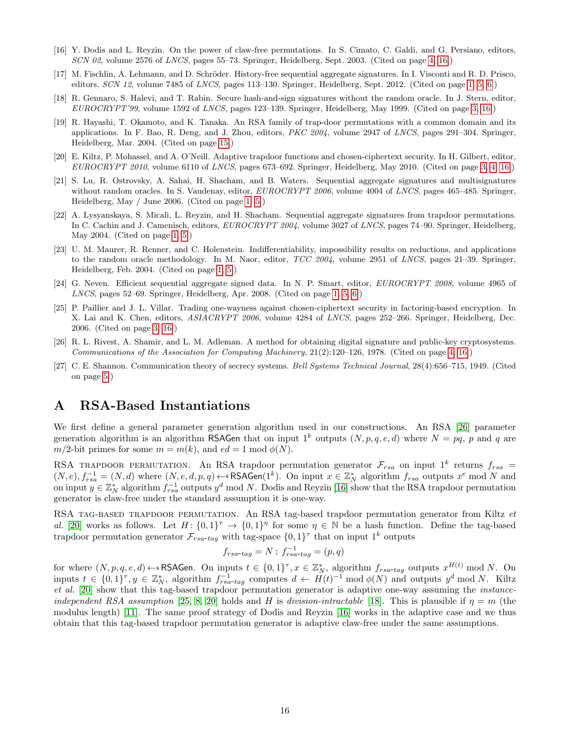[16] Y. Dodis and L. Reyzin. On the power of claw-free permutations. In S. Cimato, C. Galdi, and G. Persiano, editors, *SCN 02*, volume 2576 of *LNCS*, pages 55–73. Springer, Heidelberg, Sept. 2003. (Cited on page 4, 16.)

[17] M. Fischlin, A. Lehmann, and D. Schröder. History-free sequential aggregate signatures. In I. Visconti and R. D. Prisco, editors, *SCN 12*, volume 7485 of *LNCS*, pages 113–130. Springer, Heidelberg, Sept. 2012. (Cited on page 1, 5, 6.)

[18] R. Gennaro, S. Halevi, and T. Rabin. Secure hash-and-sign signatures without the random oracle. In J. Stern, editor, *EUROCRYPT'99*, volume 1592 of *LNCS*, pages 123–139. Springer, Heidelberg, May 1999. (Cited on page 3, 16.)

[19] R. Hayashi, T. Okamoto, and K. Tanaka. An RSA family of trap-door permutations with a common domain and its applications. In F. Bao, R. Deng, and J. Zhou, editors, *PKC 2004*, volume 2947 of *LNCS*, pages 291–304. Springer, Heidelberg, Mar. 2004. (Cited on page 15.)

[20] E. Kiltz, P. Mohassel, and A. O'Neill. Adaptive trapdoor functions and chosen-ciphertext security. In H. Gilbert, editor, *EUROCRYPT 2010*, volume 6110 of *LNCS*, pages 673–692. Springer, Heidelberg, May 2010. (Cited on page 3, 4, 16.)

[21] S. Lu, R. Ostrovsky, A. Sahai, H. Shacham, and B. Waters. Sequential aggregate signatures and multisignatures without random oracles. In S. Vaudenay, editor, *EUROCRYPT 2006*, volume 4004 of *LNCS*, pages 465–485. Springer, Heidelberg, May / June 2006. (Cited on page 1, 5.)

[22] A. Lysyanskaya, S. Micali, L. Reyzin, and H. Shacham. Sequential aggregate signatures from trapdoor permutations. In C. Cachin and J. Camenisch, editors, *EUROCRYPT 2004*, volume 3027 of *LNCS*, pages 74–90. Springer, Heidelberg, May 2004. (Cited on page 1, 5.)

[23] U. M. Maurer, R. Renner, and C. Holenstein. Indifferentiability, impossibility results on reductions, and applications to the random oracle methodology. In M. Naor, editor, *TCC 2004*, volume 2951 of *LNCS*, pages 21–39. Springer, Heidelberg, Feb. 2004. (Cited on page 1, 5.)

[24] G. Neven. Efficient sequential aggregate signed data. In N. P. Smart, editor, *EUROCRYPT 2008*, volume 4965 of *LNCS*, pages 52–69. Springer, Heidelberg, Apr. 2008. (Cited on page 1, 5, 6.)

[25] P. Paillier and J. L. Villar. Trading one-wayness against chosen-ciphertext security in factoring-based encryption. In X. Lai and K. Chen, editors, *ASIACRYPT 2006*, volume 4284 of *LNCS*, pages 252–266. Springer, Heidelberg, Dec. 2006. (Cited on page 3, 16.)

[26] R. L. Rivest, A. Shamir, and L. M. Adleman. A method for obtaining digital signature and public-key cryptosystems. *Communications of the Association for Computing Machinery*, 21(2):120–126, 1978. (Cited on page 4, 16.)

[27] C. E. Shannon. Communication theory of secrecy systems. *Bell Systems Technical Journal*, 28(4):656–715, 1949. (Cited on page 5.)

# A RSA-Based Instantiations

We first define a general parameter generation algorithm used in our constructions. An RSA [26] parameter generation algorithm is an algorithm $\mathsf{RSAGen}$ that on input $1^k$ outputs $(N, p, q, e, d)$ where $N = pq$, $p$ and $q$ are $m/2$-bit primes for some $m = m(k)$, and $ed = 1 \bmod \phi(N)$.

RSA TRAPDOOR PERMUTATION. An RSA trapdoor permutation generator $\mathcal{F}_{rsa}$ on input $1^k$ returns $f_{rsa} = (N, e), f_{rsa}^{-1} = (N, d)$ where $(N, e, d, p, q) \leftarrow_{\$} \mathsf{RSAGen}(1^k)$. On input $x \in \mathbb{Z}_N^*$ algorithm $f_{rsa}$ outputs $x^e \bmod N$ and on input $y \in \mathbb{Z}_N^*$ algorithm $f_{rsa}^{-1}$ outputs $y^d \bmod N$. Dodis and Reyzin [16] show that the RSA trapdoor permutation generator is claw-free under the standard assumption it is one-way.

RSA TAG-BASED TRAPDOOR PERMUTATION. An RSA tag-based trapdoor permutation generator from Kiltz *et al.* [20] works as follows. Let $H\colon \{0,1\}^\tau \to \{0,1\}^\eta$ for some $\eta \in \mathbb{N}$ be a hash function. Define the tag-based trapdoor permutation generator $\mathcal{F}_{rsa\text{-}tag}$ with tag-space $\{0,1\}^\tau$ that on input $1^k$ outputs

$$f_{rsa\text{-}tag} = N \; ; \; f_{rsa\text{-}tag}^{-1} = (p, q)$$

for where $(N, p, q, e, d) \leftarrow_{\$} \mathsf{RSAGen}$. On inputs $t \in \{0,1\}^\tau, x \in \mathbb{Z}_N^*$, algorithm $f_{rsa\text{-}tag}$ outputs $x^{H(t)} \bmod N$. On inputs $t \in \{0,1\}^\tau, y \in \mathbb{Z}_N^*$, algorithm $f_{rsa\text{-}tag}^{-1}$ computes $d \leftarrow H(t)^{-1} \bmod \phi(N)$ and outputs $y^d \bmod N$. Kiltz *et al.* [20] show that this tag-based trapdoor permutation generator is adaptive one-way assuming the *instance-independent RSA assumption* [25, 8, 20] holds and $H$ is *division-intractable* [18]. This is plausible if $\eta = m$ (the modulus length) [11]. The same proof strategy of Dodis and Reyzin [16] works in the adaptive case and we thus obtain that this tag-based trapdoor permutation generator is adaptive claw-free under the same assumptions.